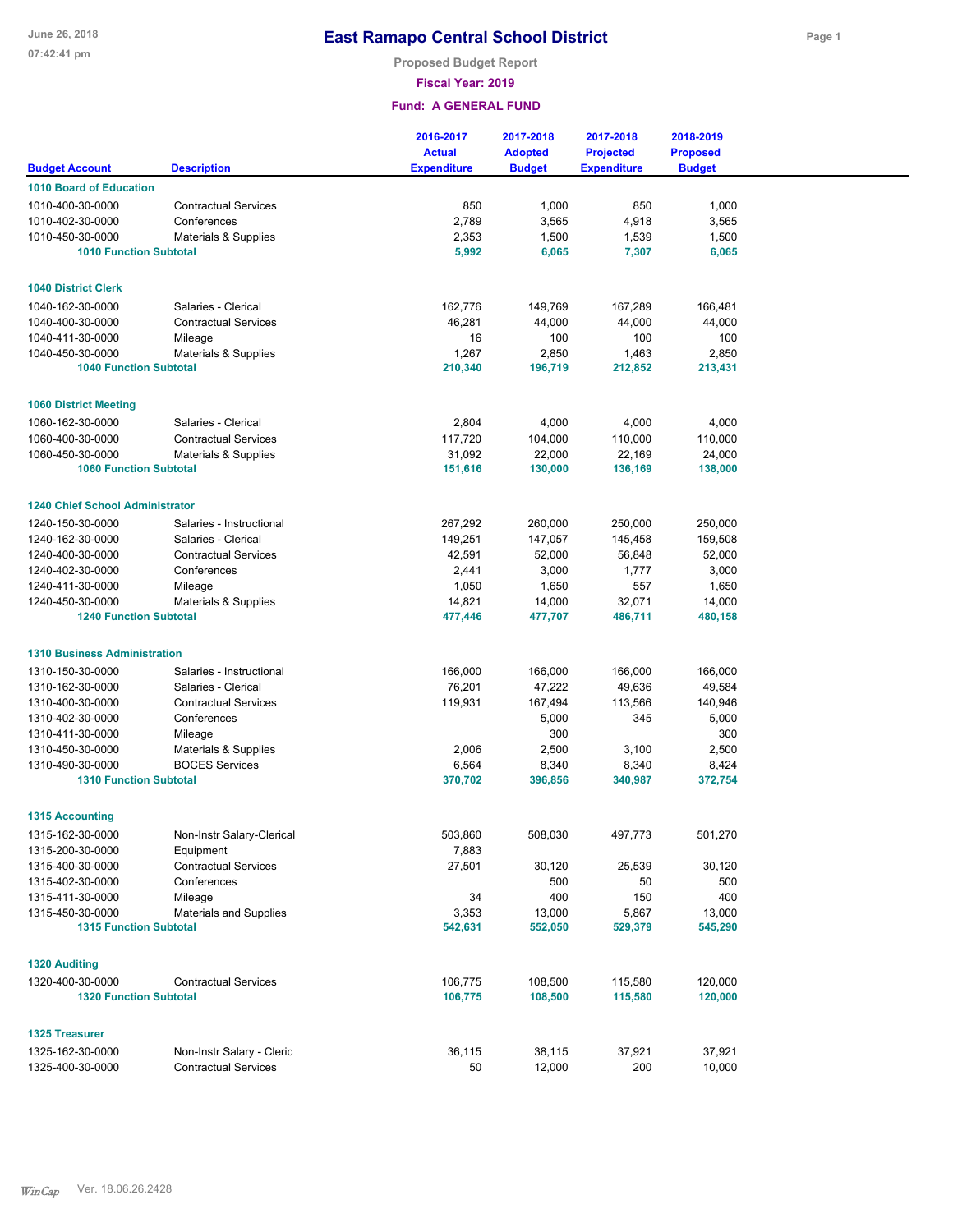# East Ramapo Central School District

**Proposed Budget Report**

**Fiscal Year: 2019**

**Fund: A GENERAL FUND**

| Budget Account | Description | 2016-2017 Actual Expenditure | 2017-2018 Adopted Budget | 2017-2018 Projected Expenditure | 2018-2019 Proposed Budget |
|---|---|---|---|---|---|
| **1010 Board of Education** | | | | | |
| 1010-400-30-0000 | Contractual Services | 850 | 1,000 | 850 | 1,000 |
| 1010-402-30-0000 | Conferences | 2,789 | 3,565 | 4,918 | 3,565 |
| 1010-450-30-0000 | Materials & Supplies | 2,353 | 1,500 | 1,539 | 1,500 |
| **1010 Function Subtotal** | | **5,992** | **6,065** | **7,307** | **6,065** |
| **1040 District Clerk** | | | | | |
| 1040-162-30-0000 | Salaries - Clerical | 162,776 | 149,769 | 167,289 | 166,481 |
| 1040-400-30-0000 | Contractual Services | 46,281 | 44,000 | 44,000 | 44,000 |
| 1040-411-30-0000 | Mileage | 16 | 100 | 100 | 100 |
| 1040-450-30-0000 | Materials & Supplies | 1,267 | 2,850 | 1,463 | 2,850 |
| **1040 Function Subtotal** | | **210,340** | **196,719** | **212,852** | **213,431** |
| **1060 District Meeting** | | | | | |
| 1060-162-30-0000 | Salaries - Clerical | 2,804 | 4,000 | 4,000 | 4,000 |
| 1060-400-30-0000 | Contractual Services | 117,720 | 104,000 | 110,000 | 110,000 |
| 1060-450-30-0000 | Materials & Supplies | 31,092 | 22,000 | 22,169 | 24,000 |
| **1060 Function Subtotal** | | **151,616** | **130,000** | **136,169** | **138,000** |
| **1240 Chief School Administrator** | | | | | |
| 1240-150-30-0000 | Salaries - Instructional | 267,292 | 260,000 | 250,000 | 250,000 |
| 1240-162-30-0000 | Salaries - Clerical | 149,251 | 147,057 | 145,458 | 159,508 |
| 1240-400-30-0000 | Contractual Services | 42,591 | 52,000 | 56,848 | 52,000 |
| 1240-402-30-0000 | Conferences | 2,441 | 3,000 | 1,777 | 3,000 |
| 1240-411-30-0000 | Mileage | 1,050 | 1,650 | 557 | 1,650 |
| 1240-450-30-0000 | Materials & Supplies | 14,821 | 14,000 | 32,071 | 14,000 |
| **1240 Function Subtotal** | | **477,446** | **477,707** | **486,711** | **480,158** |
| **1310 Business Administration** | | | | | |
| 1310-150-30-0000 | Salaries - Instructional | 166,000 | 166,000 | 166,000 | 166,000 |
| 1310-162-30-0000 | Salaries - Clerical | 76,201 | 47,222 | 49,636 | 49,584 |
| 1310-400-30-0000 | Contractual Services | 119,931 | 167,494 | 113,566 | 140,946 |
| 1310-402-30-0000 | Conferences | | 5,000 | 345 | 5,000 |
| 1310-411-30-0000 | Mileage | | 300 | | 300 |
| 1310-450-30-0000 | Materials & Supplies | 2,006 | 2,500 | 3,100 | 2,500 |
| 1310-490-30-0000 | BOCES Services | 6,564 | 8,340 | 8,340 | 8,424 |
| **1310 Function Subtotal** | | **370,702** | **396,856** | **340,987** | **372,754** |
| **1315 Accounting** | | | | | |
| 1315-162-30-0000 | Non-Instr Salary-Clerical | 503,860 | 508,030 | 497,773 | 501,270 |
| 1315-200-30-0000 | Equipment | 7,883 | | | |
| 1315-400-30-0000 | Contractual Services | 27,501 | 30,120 | 25,539 | 30,120 |
| 1315-402-30-0000 | Conferences | | 500 | 50 | 500 |
| 1315-411-30-0000 | Mileage | 34 | 400 | 150 | 400 |
| 1315-450-30-0000 | Materials and Supplies | 3,353 | 13,000 | 5,867 | 13,000 |
| **1315 Function Subtotal** | | **542,631** | **552,050** | **529,379** | **545,290** |
| **1320 Auditing** | | | | | |
| 1320-400-30-0000 | Contractual Services | 106,775 | 108,500 | 115,580 | 120,000 |
| **1320 Function Subtotal** | | **106,775** | **108,500** | **115,580** | **120,000** |
| **1325 Treasurer** | | | | | |
| 1325-162-30-0000 | Non-Instr Salary - Cleric | 36,115 | 38,115 | 37,921 | 37,921 |
| 1325-400-30-0000 | Contractual Services | 50 | 12,000 | 200 | 10,000 |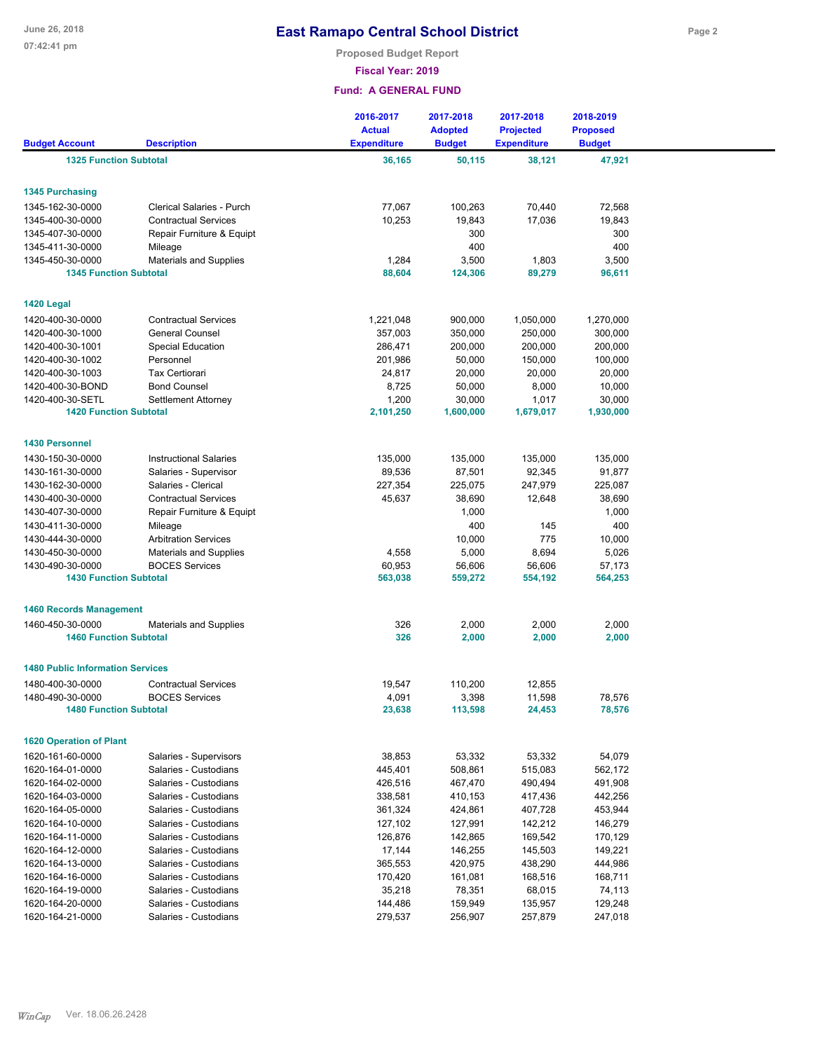# East Ramapo Central School District

**Proposed Budget Report**

**Fiscal Year: 2019**

**Fund: A GENERAL FUND**

| Budget Account | Description | 2016-2017 Actual Expenditure | 2017-2018 Adopted Budget | 2017-2018 Projected Expenditure | 2018-2019 Proposed Budget |
|---|---|---|---|---|---|
| **1325 Function Subtotal** | | **36,165** | **50,115** | **38,121** | **47,921** |
| **1345 Purchasing** | | | | | |
| 1345-162-30-0000 | Clerical Salaries - Purch | 77,067 | 100,263 | 70,440 | 72,568 |
| 1345-400-30-0000 | Contractual Services | 10,253 | 19,843 | 17,036 | 19,843 |
| 1345-407-30-0000 | Repair Furniture & Equipt | | 300 | | 300 |
| 1345-411-30-0000 | Mileage | | 400 | | 400 |
| 1345-450-30-0000 | Materials and Supplies | 1,284 | 3,500 | 1,803 | 3,500 |
| **1345 Function Subtotal** | | **88,604** | **124,306** | **89,279** | **96,611** |
| **1420 Legal** | | | | | |
| 1420-400-30-0000 | Contractual Services | 1,221,048 | 900,000 | 1,050,000 | 1,270,000 |
| 1420-400-30-1000 | General Counsel | 357,003 | 350,000 | 250,000 | 300,000 |
| 1420-400-30-1001 | Special Education | 286,471 | 200,000 | 200,000 | 200,000 |
| 1420-400-30-1002 | Personnel | 201,986 | 50,000 | 150,000 | 100,000 |
| 1420-400-30-1003 | Tax Certiorari | 24,817 | 20,000 | 20,000 | 20,000 |
| 1420-400-30-BOND | Bond Counsel | 8,725 | 50,000 | 8,000 | 10,000 |
| 1420-400-30-SETL | Settlement Attorney | 1,200 | 30,000 | 1,017 | 30,000 |
| **1420 Function Subtotal** | | **2,101,250** | **1,600,000** | **1,679,017** | **1,930,000** |
| **1430 Personnel** | | | | | |
| 1430-150-30-0000 | Instructional Salaries | 135,000 | 135,000 | 135,000 | 135,000 |
| 1430-161-30-0000 | Salaries - Supervisor | 89,536 | 87,501 | 92,345 | 91,877 |
| 1430-162-30-0000 | Salaries - Clerical | 227,354 | 225,075 | 247,979 | 225,087 |
| 1430-400-30-0000 | Contractual Services | 45,637 | 38,690 | 12,648 | 38,690 |
| 1430-407-30-0000 | Repair Furniture & Equipt | | 1,000 | | 1,000 |
| 1430-411-30-0000 | Mileage | | 400 | 145 | 400 |
| 1430-444-30-0000 | Arbitration Services | | 10,000 | 775 | 10,000 |
| 1430-450-30-0000 | Materials and Supplies | 4,558 | 5,000 | 8,694 | 5,026 |
| 1430-490-30-0000 | BOCES Services | 60,953 | 56,606 | 56,606 | 57,173 |
| **1430 Function Subtotal** | | **563,038** | **559,272** | **554,192** | **564,253** |
| **1460 Records Management** | | | | | |
| 1460-450-30-0000 | Materials and Supplies | 326 | 2,000 | 2,000 | 2,000 |
| **1460 Function Subtotal** | | **326** | **2,000** | **2,000** | **2,000** |
| **1480 Public Information Services** | | | | | |
| 1480-400-30-0000 | Contractual Services | 19,547 | 110,200 | 12,855 | |
| 1480-490-30-0000 | BOCES Services | 4,091 | 3,398 | 11,598 | 78,576 |
| **1480 Function Subtotal** | | **23,638** | **113,598** | **24,453** | **78,576** |
| **1620 Operation of Plant** | | | | | |
| 1620-161-60-0000 | Salaries - Supervisors | 38,853 | 53,332 | 53,332 | 54,079 |
| 1620-164-01-0000 | Salaries - Custodians | 445,401 | 508,861 | 515,083 | 562,172 |
| 1620-164-02-0000 | Salaries - Custodians | 426,516 | 467,470 | 490,494 | 491,908 |
| 1620-164-03-0000 | Salaries - Custodians | 338,581 | 410,153 | 417,436 | 442,256 |
| 1620-164-05-0000 | Salaries - Custodians | 361,324 | 424,861 | 407,728 | 453,944 |
| 1620-164-10-0000 | Salaries - Custodians | 127,102 | 127,991 | 142,212 | 146,279 |
| 1620-164-11-0000 | Salaries - Custodians | 126,876 | 142,865 | 169,542 | 170,129 |
| 1620-164-12-0000 | Salaries - Custodians | 17,144 | 146,255 | 145,503 | 149,221 |
| 1620-164-13-0000 | Salaries - Custodians | 365,553 | 420,975 | 438,290 | 444,986 |
| 1620-164-16-0000 | Salaries - Custodians | 170,420 | 161,081 | 168,516 | 168,711 |
| 1620-164-19-0000 | Salaries - Custodians | 35,218 | 78,351 | 68,015 | 74,113 |
| 1620-164-20-0000 | Salaries - Custodians | 144,486 | 159,949 | 135,957 | 129,248 |
| 1620-164-21-0000 | Salaries - Custodians | 279,537 | 256,907 | 257,879 | 247,018 |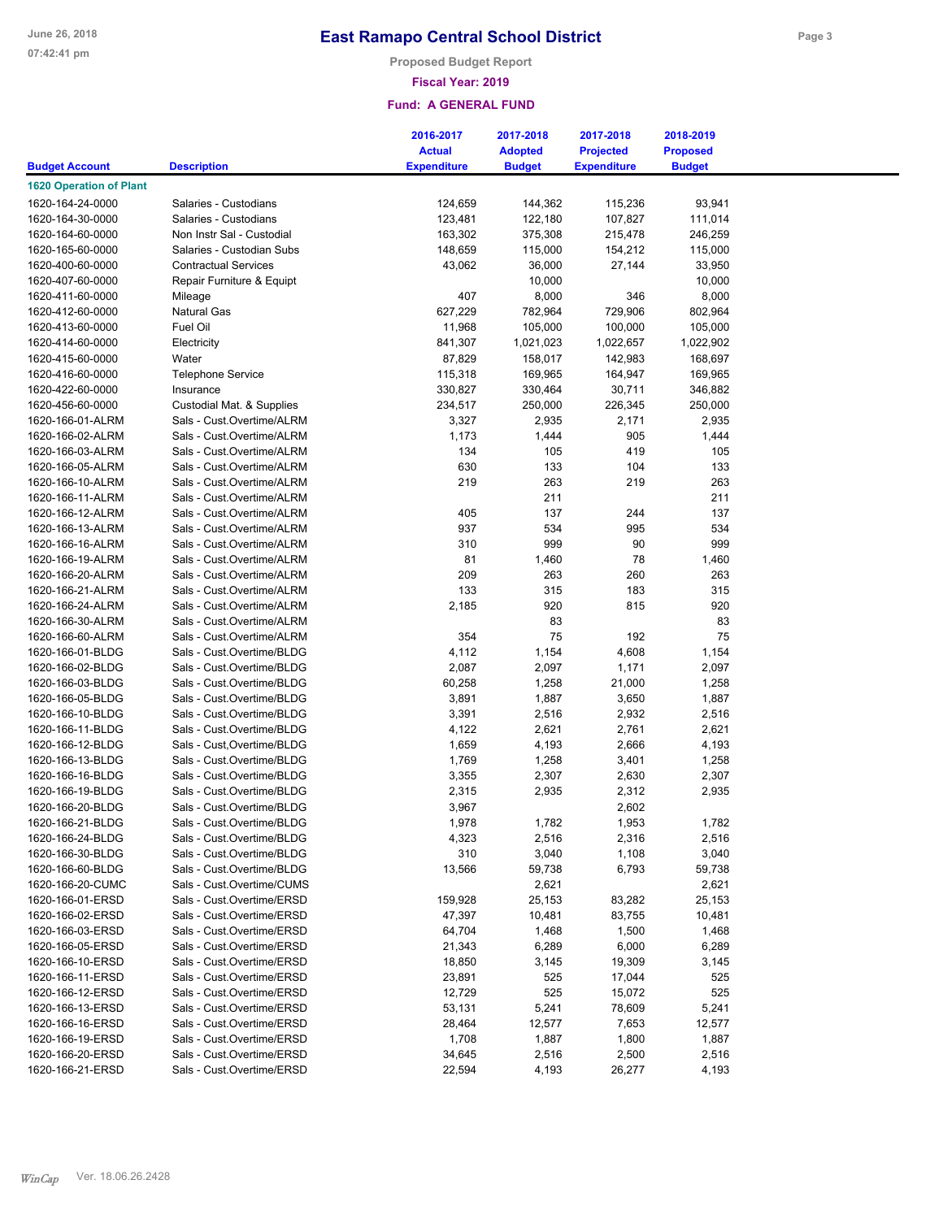# East Ramapo Central School District

**Proposed Budget Report**

**Fiscal Year: 2019**

**Fund: A GENERAL FUND**

| Budget Account | Description | 2016-2017 Actual Expenditure | 2017-2018 Adopted Budget | 2017-2018 Projected Expenditure | 2018-2019 Proposed Budget |
|---|---|---|---|---|---|
| **1620 Operation of Plant** | | | | | |
| 1620-164-24-0000 | Salaries - Custodians | 124,659 | 144,362 | 115,236 | 93,941 |
| 1620-164-30-0000 | Salaries - Custodians | 123,481 | 122,180 | 107,827 | 111,014 |
| 1620-164-60-0000 | Non Instr Sal - Custodial | 163,302 | 375,308 | 215,478 | 246,259 |
| 1620-165-60-0000 | Salaries - Custodian Subs | 148,659 | 115,000 | 154,212 | 115,000 |
| 1620-400-60-0000 | Contractual Services | 43,062 | 36,000 | 27,144 | 33,950 |
| 1620-407-60-0000 | Repair Furniture & Equipt | | 10,000 | | 10,000 |
| 1620-411-60-0000 | Mileage | 407 | 8,000 | 346 | 8,000 |
| 1620-412-60-0000 | Natural Gas | 627,229 | 782,964 | 729,906 | 802,964 |
| 1620-413-60-0000 | Fuel Oil | 11,968 | 105,000 | 100,000 | 105,000 |
| 1620-414-60-0000 | Electricity | 841,307 | 1,021,023 | 1,022,657 | 1,022,902 |
| 1620-415-60-0000 | Water | 87,829 | 158,017 | 142,983 | 168,697 |
| 1620-416-60-0000 | Telephone Service | 115,318 | 169,965 | 164,947 | 169,965 |
| 1620-422-60-0000 | Insurance | 330,827 | 330,464 | 30,711 | 346,882 |
| 1620-456-60-0000 | Custodial Mat. & Supplies | 234,517 | 250,000 | 226,345 | 250,000 |
| 1620-166-01-ALRM | Sals - Cust.Overtime/ALRM | 3,327 | 2,935 | 2,171 | 2,935 |
| 1620-166-02-ALRM | Sals - Cust.Overtime/ALRM | 1,173 | 1,444 | 905 | 1,444 |
| 1620-166-03-ALRM | Sals - Cust.Overtime/ALRM | 134 | 105 | 419 | 105 |
| 1620-166-05-ALRM | Sals - Cust.Overtime/ALRM | 630 | 133 | 104 | 133 |
| 1620-166-10-ALRM | Sals - Cust.Overtime/ALRM | 219 | 263 | 219 | 263 |
| 1620-166-11-ALRM | Sals - Cust.Overtime/ALRM | | 211 | | 211 |
| 1620-166-12-ALRM | Sals - Cust.Overtime/ALRM | 405 | 137 | 244 | 137 |
| 1620-166-13-ALRM | Sals - Cust.Overtime/ALRM | 937 | 534 | 995 | 534 |
| 1620-166-16-ALRM | Sals - Cust.Overtime/ALRM | 310 | 999 | 90 | 999 |
| 1620-166-19-ALRM | Sals - Cust.Overtime/ALRM | 81 | 1,460 | 78 | 1,460 |
| 1620-166-20-ALRM | Sals - Cust.Overtime/ALRM | 209 | 263 | 260 | 263 |
| 1620-166-21-ALRM | Sals - Cust.Overtime/ALRM | 133 | 315 | 183 | 315 |
| 1620-166-24-ALRM | Sals - Cust.Overtime/ALRM | 2,185 | 920 | 815 | 920 |
| 1620-166-30-ALRM | Sals - Cust.Overtime/ALRM | | 83 | | 83 |
| 1620-166-60-ALRM | Sals - Cust.Overtime/ALRM | 354 | 75 | 192 | 75 |
| 1620-166-01-BLDG | Sals - Cust.Overtime/BLDG | 4,112 | 1,154 | 4,608 | 1,154 |
| 1620-166-02-BLDG | Sals - Cust.Overtime/BLDG | 2,087 | 2,097 | 1,171 | 2,097 |
| 1620-166-03-BLDG | Sals - Cust.Overtime/BLDG | 60,258 | 1,258 | 21,000 | 1,258 |
| 1620-166-05-BLDG | Sals - Cust.Overtime/BLDG | 3,891 | 1,887 | 3,650 | 1,887 |
| 1620-166-10-BLDG | Sals - Cust.Overtime/BLDG | 3,391 | 2,516 | 2,932 | 2,516 |
| 1620-166-11-BLDG | Sals - Cust.Overtime/BLDG | 4,122 | 2,621 | 2,761 | 2,621 |
| 1620-166-12-BLDG | Sals - Cust,Overtime/BLDG | 1,659 | 4,193 | 2,666 | 4,193 |
| 1620-166-13-BLDG | Sals - Cust.Overtime/BLDG | 1,769 | 1,258 | 3,401 | 1,258 |
| 1620-166-16-BLDG | Sals - Cust.Overtime/BLDG | 3,355 | 2,307 | 2,630 | 2,307 |
| 1620-166-19-BLDG | Sals - Cust.Overtime/BLDG | 2,315 | 2,935 | 2,312 | 2,935 |
| 1620-166-20-BLDG | Sals - Cust.Overtime/BLDG | 3,967 | | 2,602 | |
| 1620-166-21-BLDG | Sals - Cust.Overtime/BLDG | 1,978 | 1,782 | 1,953 | 1,782 |
| 1620-166-24-BLDG | Sals - Cust.Overtime/BLDG | 4,323 | 2,516 | 2,316 | 2,516 |
| 1620-166-30-BLDG | Sals - Cust.Overtime/BLDG | 310 | 3,040 | 1,108 | 3,040 |
| 1620-166-60-BLDG | Sals - Cust.Overtime/BLDG | 13,566 | 59,738 | 6,793 | 59,738 |
| 1620-166-20-CUMC | Sals - Cust.Overtime/CUMS | | 2,621 | | 2,621 |
| 1620-166-01-ERSD | Sals - Cust.Overtime/ERSD | 159,928 | 25,153 | 83,282 | 25,153 |
| 1620-166-02-ERSD | Sals - Cust.Overtime/ERSD | 47,397 | 10,481 | 83,755 | 10,481 |
| 1620-166-03-ERSD | Sals - Cust.Overtime/ERSD | 64,704 | 1,468 | 1,500 | 1,468 |
| 1620-166-05-ERSD | Sals - Cust.Overtime/ERSD | 21,343 | 6,289 | 6,000 | 6,289 |
| 1620-166-10-ERSD | Sals - Cust.Overtime/ERSD | 18,850 | 3,145 | 19,309 | 3,145 |
| 1620-166-11-ERSD | Sals - Cust.Overtime/ERSD | 23,891 | 525 | 17,044 | 525 |
| 1620-166-12-ERSD | Sals - Cust.Overtime/ERSD | 12,729 | 525 | 15,072 | 525 |
| 1620-166-13-ERSD | Sals - Cust.Overtime/ERSD | 53,131 | 5,241 | 78,609 | 5,241 |
| 1620-166-16-ERSD | Sals - Cust.Overtime/ERSD | 28,464 | 12,577 | 7,653 | 12,577 |
| 1620-166-19-ERSD | Sals - Cust.Overtime/ERSD | 1,708 | 1,887 | 1,800 | 1,887 |
| 1620-166-20-ERSD | Sals - Cust.Overtime/ERSD | 34,645 | 2,516 | 2,500 | 2,516 |
| 1620-166-21-ERSD | Sals - Cust.Overtime/ERSD | 22,594 | 4,193 | 26,277 | 4,193 |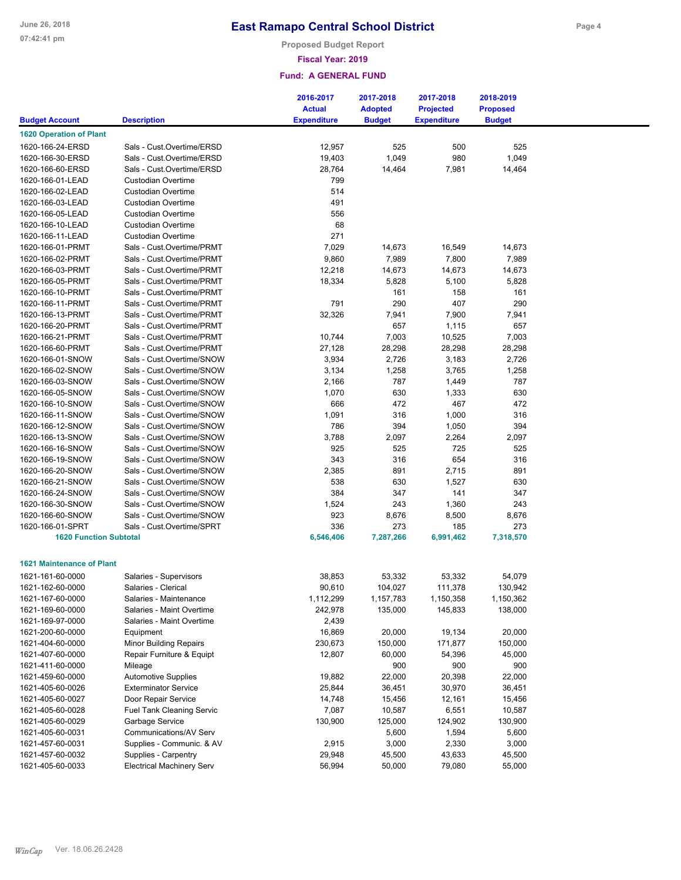# East Ramapo Central School District

**Proposed Budget Report**

**Fiscal Year: 2019**

**Fund: A GENERAL FUND**

| Budget Account | Description | 2016-2017 Actual Expenditure | 2017-2018 Adopted Budget | 2017-2018 Projected Expenditure | 2018-2019 Proposed Budget |
|---|---|---|---|---|---|
| **1620 Operation of Plant** | | | | | |
| 1620-166-24-ERSD | Sals - Cust.Overtime/ERSD | 12,957 | 525 | 500 | 525 |
| 1620-166-30-ERSD | Sals - Cust.Overtime/ERSD | 19,403 | 1,049 | 980 | 1,049 |
| 1620-166-60-ERSD | Sals - Cust.Overtime/ERSD | 28,764 | 14,464 | 7,981 | 14,464 |
| 1620-166-01-LEAD | Custodian Overtime | 799 | | | |
| 1620-166-02-LEAD | Custodian Overtime | 514 | | | |
| 1620-166-03-LEAD | Custodian Overtime | 491 | | | |
| 1620-166-05-LEAD | Custodian Overtime | 556 | | | |
| 1620-166-10-LEAD | Custodian Overtime | 68 | | | |
| 1620-166-11-LEAD | Custodian Overtime | 271 | | | |
| 1620-166-01-PRMT | Sals - Cust.Overtime/PRMT | 7,029 | 14,673 | 16,549 | 14,673 |
| 1620-166-02-PRMT | Sals - Cust.Overtime/PRMT | 9,860 | 7,989 | 7,800 | 7,989 |
| 1620-166-03-PRMT | Sals - Cust.Overtime/PRMT | 12,218 | 14,673 | 14,673 | 14,673 |
| 1620-166-05-PRMT | Sals - Cust.Overtime/PRMT | 18,334 | 5,828 | 5,100 | 5,828 |
| 1620-166-10-PRMT | Sals - Cust.Overtime/PRMT | | 161 | 158 | 161 |
| 1620-166-11-PRMT | Sals - Cust.Overtime/PRMT | 791 | 290 | 407 | 290 |
| 1620-166-13-PRMT | Sals - Cust.Overtime/PRMT | 32,326 | 7,941 | 7,900 | 7,941 |
| 1620-166-20-PRMT | Sals - Cust.Overtime/PRMT | | 657 | 1,115 | 657 |
| 1620-166-21-PRMT | Sals - Cust.Overtime/PRMT | 10,744 | 7,003 | 10,525 | 7,003 |
| 1620-166-60-PRMT | Sals - Cust.Overtime/PRMT | 27,128 | 28,298 | 28,298 | 28,298 |
| 1620-166-01-SNOW | Sals - Cust.Overtime/SNOW | 3,934 | 2,726 | 3,183 | 2,726 |
| 1620-166-02-SNOW | Sals - Cust.Overtime/SNOW | 3,134 | 1,258 | 3,765 | 1,258 |
| 1620-166-03-SNOW | Sals - Cust.Overtime/SNOW | 2,166 | 787 | 1,449 | 787 |
| 1620-166-05-SNOW | Sals - Cust.Overtime/SNOW | 1,070 | 630 | 1,333 | 630 |
| 1620-166-10-SNOW | Sals - Cust.Overtime/SNOW | 666 | 472 | 467 | 472 |
| 1620-166-11-SNOW | Sals - Cust.Overtime/SNOW | 1,091 | 316 | 1,000 | 316 |
| 1620-166-12-SNOW | Sals - Cust.Overtime/SNOW | 786 | 394 | 1,050 | 394 |
| 1620-166-13-SNOW | Sals - Cust.Overtime/SNOW | 3,788 | 2,097 | 2,264 | 2,097 |
| 1620-166-16-SNOW | Sals - Cust.Overtime/SNOW | 925 | 525 | 725 | 525 |
| 1620-166-19-SNOW | Sals - Cust.Overtime/SNOW | 343 | 316 | 654 | 316 |
| 1620-166-20-SNOW | Sals - Cust.Overtime/SNOW | 2,385 | 891 | 2,715 | 891 |
| 1620-166-21-SNOW | Sals - Cust.Overtime/SNOW | 538 | 630 | 1,527 | 630 |
| 1620-166-24-SNOW | Sals - Cust.Overtime/SNOW | 384 | 347 | 141 | 347 |
| 1620-166-30-SNOW | Sals - Cust.Overtime/SNOW | 1,524 | 243 | 1,360 | 243 |
| 1620-166-60-SNOW | Sals - Cust.Overtime/SNOW | 923 | 8,676 | 8,500 | 8,676 |
| 1620-166-01-SPRT | Sals - Cust.Overtime/SPRT | 336 | 273 | 185 | 273 |
| **1620 Function Subtotal** | | **6,546,406** | **7,287,266** | **6,991,462** | **7,318,570** |
| **1621 Maintenance of Plant** | | | | | |
| 1621-161-60-0000 | Salaries - Supervisors | 38,853 | 53,332 | 53,332 | 54,079 |
| 1621-162-60-0000 | Salaries - Clerical | 90,610 | 104,027 | 111,378 | 130,942 |
| 1621-167-60-0000 | Salaries - Maintenance | 1,112,299 | 1,157,783 | 1,150,358 | 1,150,362 |
| 1621-169-60-0000 | Salaries - Maint Overtime | 242,978 | 135,000 | 145,833 | 138,000 |
| 1621-169-97-0000 | Salaries - Maint Overtime | 2,439 | | | |
| 1621-200-60-0000 | Equipment | 16,869 | 20,000 | 19,134 | 20,000 |
| 1621-404-60-0000 | Minor Building Repairs | 230,673 | 150,000 | 171,877 | 150,000 |
| 1621-407-60-0000 | Repair Furniture & Equipt | 12,807 | 60,000 | 54,396 | 45,000 |
| 1621-411-60-0000 | Mileage | | 900 | 900 | 900 |
| 1621-459-60-0000 | Automotive Supplies | 19,882 | 22,000 | 20,398 | 22,000 |
| 1621-405-60-0026 | Exterminator Service | 25,844 | 36,451 | 30,970 | 36,451 |
| 1621-405-60-0027 | Door Repair Service | 14,748 | 15,456 | 12,161 | 15,456 |
| 1621-405-60-0028 | Fuel Tank Cleaning Servic | 7,087 | 10,587 | 6,551 | 10,587 |
| 1621-405-60-0029 | Garbage Service | 130,900 | 125,000 | 124,902 | 130,900 |
| 1621-405-60-0031 | Communications/AV Serv | | 5,600 | 1,594 | 5,600 |
| 1621-457-60-0031 | Supplies - Communic. & AV | 2,915 | 3,000 | 2,330 | 3,000 |
| 1621-457-60-0032 | Supplies - Carpentry | 29,948 | 45,500 | 43,633 | 45,500 |
| 1621-405-60-0033 | Electrical Machinery Serv | 56,994 | 50,000 | 79,080 | 55,000 |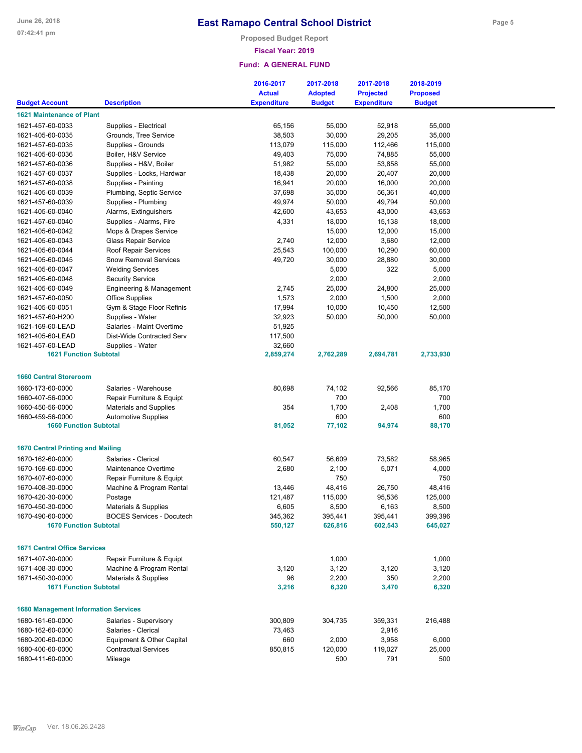# East Ramapo Central School District

Proposed Budget Report

Fiscal Year: 2019

Fund: A GENERAL FUND

| Budget Account | Description | 2016-2017 Actual Expenditure | 2017-2018 Adopted Budget | 2017-2018 Projected Expenditure | 2018-2019 Proposed Budget |
|---|---|---|---|---|---|
| **1621 Maintenance of Plant** | | | | | |
| 1621-457-60-0033 | Supplies - Electrical | 65,156 | 55,000 | 52,918 | 55,000 |
| 1621-405-60-0035 | Grounds, Tree Service | 38,503 | 30,000 | 29,205 | 35,000 |
| 1621-457-60-0035 | Supplies - Grounds | 113,079 | 115,000 | 112,466 | 115,000 |
| 1621-405-60-0036 | Boiler, H&V Service | 49,403 | 75,000 | 74,885 | 55,000 |
| 1621-457-60-0036 | Supplies - H&V, Boiler | 51,982 | 55,000 | 53,858 | 55,000 |
| 1621-457-60-0037 | Supplies - Locks, Hardwar | 18,438 | 20,000 | 20,407 | 20,000 |
| 1621-457-60-0038 | Supplies - Painting | 16,941 | 20,000 | 16,000 | 20,000 |
| 1621-405-60-0039 | Plumbing, Septic Service | 37,698 | 35,000 | 56,361 | 40,000 |
| 1621-457-60-0039 | Supplies - Plumbing | 49,974 | 50,000 | 49,794 | 50,000 |
| 1621-405-60-0040 | Alarms, Extinguishers | 42,600 | 43,653 | 43,000 | 43,653 |
| 1621-457-60-0040 | Supplies - Alarms, Fire | 4,331 | 18,000 | 15,138 | 18,000 |
| 1621-405-60-0042 | Mops & Drapes Service | | 15,000 | 12,000 | 15,000 |
| 1621-405-60-0043 | Glass Repair Service | 2,740 | 12,000 | 3,680 | 12,000 |
| 1621-405-60-0044 | Roof Repair Services | 25,543 | 100,000 | 10,290 | 60,000 |
| 1621-405-60-0045 | Snow Removal Services | 49,720 | 30,000 | 28,880 | 30,000 |
| 1621-405-60-0047 | Welding Services | | 5,000 | 322 | 5,000 |
| 1621-405-60-0048 | Security Service | | 2,000 | | 2,000 |
| 1621-405-60-0049 | Engineering & Management | 2,745 | 25,000 | 24,800 | 25,000 |
| 1621-457-60-0050 | Office Supplies | 1,573 | 2,000 | 1,500 | 2,000 |
| 1621-405-60-0051 | Gym & Stage Floor Refinis | 17,994 | 10,000 | 10,450 | 12,500 |
| 1621-457-60-H200 | Supplies - Water | 32,923 | 50,000 | 50,000 | 50,000 |
| 1621-169-60-LEAD | Salaries - Maint Overtime | 51,925 | | | |
| 1621-405-60-LEAD | Dist-Wide Contracted Serv | 117,500 | | | |
| 1621-457-60-LEAD | Supplies - Water | 32,660 | | | |
| **1621 Function Subtotal** | | **2,859,274** | **2,762,289** | **2,694,781** | **2,733,930** |
| **1660 Central Storeroom** | | | | | |
| 1660-173-60-0000 | Salaries - Warehouse | 80,698 | 74,102 | 92,566 | 85,170 |
| 1660-407-56-0000 | Repair Furniture & Equipt | | 700 | | 700 |
| 1660-450-56-0000 | Materials and Supplies | 354 | 1,700 | 2,408 | 1,700 |
| 1660-459-56-0000 | Automotive Supplies | | 600 | | 600 |
| **1660 Function Subtotal** | | **81,052** | **77,102** | **94,974** | **88,170** |
| **1670 Central Printing and Mailing** | | | | | |
| 1670-162-60-0000 | Salaries - Clerical | 60,547 | 56,609 | 73,582 | 58,965 |
| 1670-169-60-0000 | Maintenance Overtime | 2,680 | 2,100 | 5,071 | 4,000 |
| 1670-407-60-0000 | Repair Furniture & Equipt | | 750 | | 750 |
| 1670-408-30-0000 | Machine & Program Rental | 13,446 | 48,416 | 26,750 | 48,416 |
| 1670-420-30-0000 | Postage | 121,487 | 115,000 | 95,536 | 125,000 |
| 1670-450-30-0000 | Materials & Supplies | 6,605 | 8,500 | 6,163 | 8,500 |
| 1670-490-60-0000 | BOCES Services - Docutech | 345,362 | 395,441 | 395,441 | 399,396 |
| **1670 Function Subtotal** | | **550,127** | **626,816** | **602,543** | **645,027** |
| **1671 Central Office Services** | | | | | |
| 1671-407-30-0000 | Repair Furniture & Equipt | | 1,000 | | 1,000 |
| 1671-408-30-0000 | Machine & Program Rental | 3,120 | 3,120 | 3,120 | 3,120 |
| 1671-450-30-0000 | Materials & Supplies | 96 | 2,200 | 350 | 2,200 |
| **1671 Function Subtotal** | | **3,216** | **6,320** | **3,470** | **6,320** |
| **1680 Management Information Services** | | | | | |
| 1680-161-60-0000 | Salaries - Supervisory | 300,809 | 304,735 | 359,331 | 216,488 |
| 1680-162-60-0000 | Salaries - Clerical | 73,463 | | 2,916 | |
| 1680-200-60-0000 | Equipment & Other Capital | 660 | 2,000 | 3,958 | 6,000 |
| 1680-400-60-0000 | Contractual Services | 850,815 | 120,000 | 119,027 | 25,000 |
| 1680-411-60-0000 | Mileage | | 500 | 791 | 500 |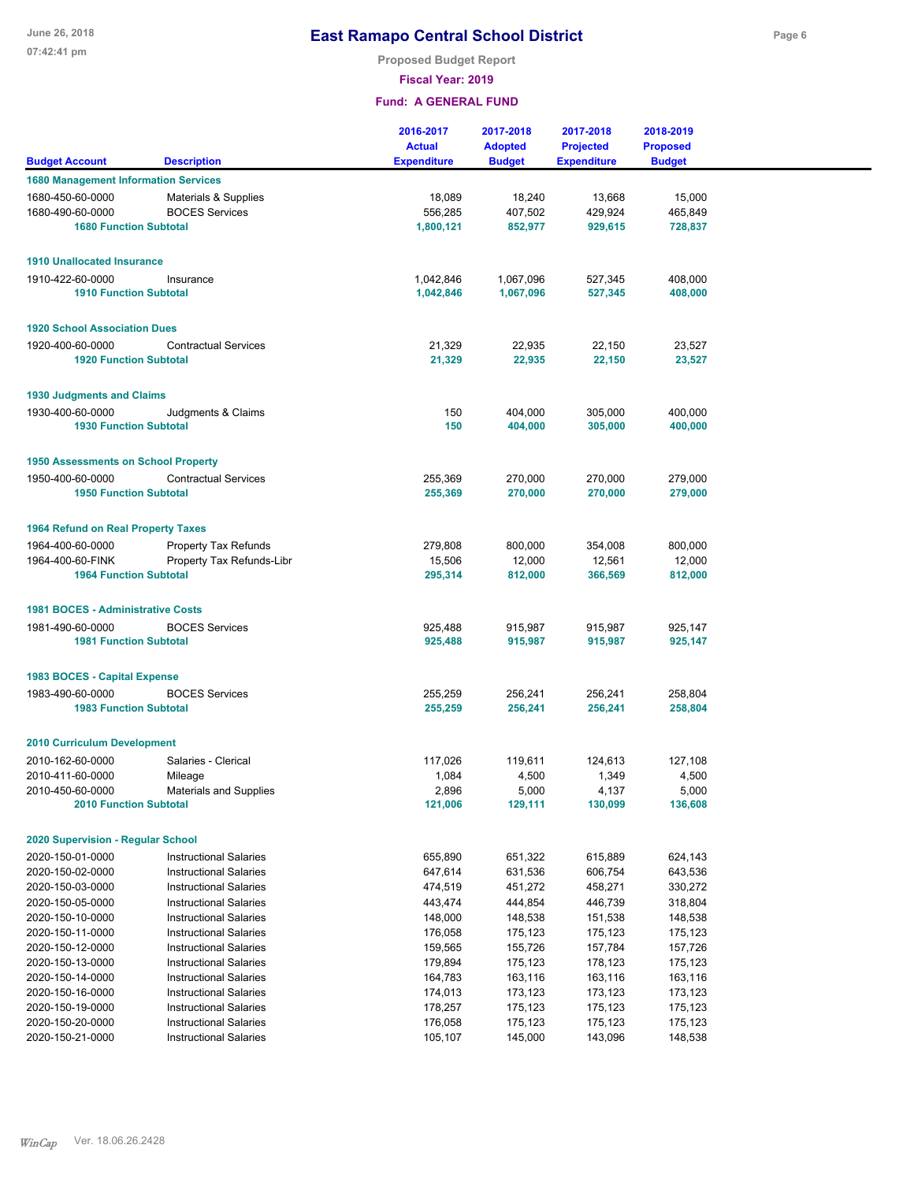# East Ramapo Central School District

**Proposed Budget Report**

**Fiscal Year: 2019**

**Fund: A GENERAL FUND**

| Budget Account | Description | 2016-2017 Actual Expenditure | 2017-2018 Adopted Budget | 2017-2018 Projected Expenditure | 2018-2019 Proposed Budget |
|---|---|---|---|---|---|
| **1680 Management Information Services** | | | | | |
| 1680-450-60-0000 | Materials & Supplies | 18,089 | 18,240 | 13,668 | 15,000 |
| 1680-490-60-0000 | BOCES Services | 556,285 | 407,502 | 429,924 | 465,849 |
| **1680 Function Subtotal** | | **1,800,121** | **852,977** | **929,615** | **728,837** |
| **1910 Unallocated Insurance** | | | | | |
| 1910-422-60-0000 | Insurance | 1,042,846 | 1,067,096 | 527,345 | 408,000 |
| **1910 Function Subtotal** | | **1,042,846** | **1,067,096** | **527,345** | **408,000** |
| **1920 School Association Dues** | | | | | |
| 1920-400-60-0000 | Contractual Services | 21,329 | 22,935 | 22,150 | 23,527 |
| **1920 Function Subtotal** | | **21,329** | **22,935** | **22,150** | **23,527** |
| **1930 Judgments and Claims** | | | | | |
| 1930-400-60-0000 | Judgments & Claims | 150 | 404,000 | 305,000 | 400,000 |
| **1930 Function Subtotal** | | **150** | **404,000** | **305,000** | **400,000** |
| **1950 Assessments on School Property** | | | | | |
| 1950-400-60-0000 | Contractual Services | 255,369 | 270,000 | 270,000 | 279,000 |
| **1950 Function Subtotal** | | **255,369** | **270,000** | **270,000** | **279,000** |
| **1964 Refund on Real Property Taxes** | | | | | |
| 1964-400-60-0000 | Property Tax Refunds | 279,808 | 800,000 | 354,008 | 800,000 |
| 1964-400-60-FINK | Property Tax Refunds-Libr | 15,506 | 12,000 | 12,561 | 12,000 |
| **1964 Function Subtotal** | | **295,314** | **812,000** | **366,569** | **812,000** |
| **1981 BOCES - Administrative Costs** | | | | | |
| 1981-490-60-0000 | BOCES Services | 925,488 | 915,987 | 915,987 | 925,147 |
| **1981 Function Subtotal** | | **925,488** | **915,987** | **915,987** | **925,147** |
| **1983 BOCES - Capital Expense** | | | | | |
| 1983-490-60-0000 | BOCES Services | 255,259 | 256,241 | 256,241 | 258,804 |
| **1983 Function Subtotal** | | **255,259** | **256,241** | **256,241** | **258,804** |
| **2010 Curriculum Development** | | | | | |
| 2010-162-60-0000 | Salaries - Clerical | 117,026 | 119,611 | 124,613 | 127,108 |
| 2010-411-60-0000 | Mileage | 1,084 | 4,500 | 1,349 | 4,500 |
| 2010-450-60-0000 | Materials and Supplies | 2,896 | 5,000 | 4,137 | 5,000 |
| **2010 Function Subtotal** | | **121,006** | **129,111** | **130,099** | **136,608** |
| **2020 Supervision - Regular School** | | | | | |
| 2020-150-01-0000 | Instructional Salaries | 655,890 | 651,322 | 615,889 | 624,143 |
| 2020-150-02-0000 | Instructional Salaries | 647,614 | 631,536 | 606,754 | 643,536 |
| 2020-150-03-0000 | Instructional Salaries | 474,519 | 451,272 | 458,271 | 330,272 |
| 2020-150-05-0000 | Instructional Salaries | 443,474 | 444,854 | 446,739 | 318,804 |
| 2020-150-10-0000 | Instructional Salaries | 148,000 | 148,538 | 151,538 | 148,538 |
| 2020-150-11-0000 | Instructional Salaries | 176,058 | 175,123 | 175,123 | 175,123 |
| 2020-150-12-0000 | Instructional Salaries | 159,565 | 155,726 | 157,784 | 157,726 |
| 2020-150-13-0000 | Instructional Salaries | 179,894 | 175,123 | 178,123 | 175,123 |
| 2020-150-14-0000 | Instructional Salaries | 164,783 | 163,116 | 163,116 | 163,116 |
| 2020-150-16-0000 | Instructional Salaries | 174,013 | 173,123 | 173,123 | 173,123 |
| 2020-150-19-0000 | Instructional Salaries | 178,257 | 175,123 | 175,123 | 175,123 |
| 2020-150-20-0000 | Instructional Salaries | 176,058 | 175,123 | 175,123 | 175,123 |
| 2020-150-21-0000 | Instructional Salaries | 105,107 | 145,000 | 143,096 | 148,538 |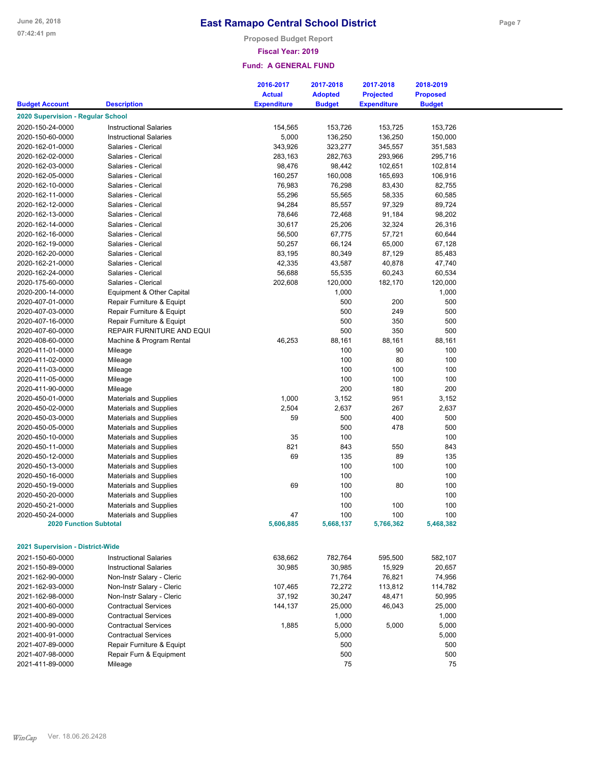# East Ramapo Central School District

**Proposed Budget Report**

**Fiscal Year: 2019**

**Fund: A GENERAL FUND**

| Budget Account | Description | 2016-2017 Actual Expenditure | 2017-2018 Adopted Budget | 2017-2018 Projected Expenditure | 2018-2019 Proposed Budget |
|---|---|---|---|---|---|
| **2020 Supervision - Regular School** | | | | | |
| 2020-150-24-0000 | Instructional Salaries | 154,565 | 153,726 | 153,725 | 153,726 |
| 2020-150-60-0000 | Instructional Salaries | 5,000 | 136,250 | 136,250 | 150,000 |
| 2020-162-01-0000 | Salaries - Clerical | 343,926 | 323,277 | 345,557 | 351,583 |
| 2020-162-02-0000 | Salaries - Clerical | 283,163 | 282,763 | 293,966 | 295,716 |
| 2020-162-03-0000 | Salaries - Clerical | 98,476 | 98,442 | 102,651 | 102,814 |
| 2020-162-05-0000 | Salaries - Clerical | 160,257 | 160,008 | 165,693 | 106,916 |
| 2020-162-10-0000 | Salaries - Clerical | 76,983 | 76,298 | 83,430 | 82,755 |
| 2020-162-11-0000 | Salaries - Clerical | 55,296 | 55,565 | 58,335 | 60,585 |
| 2020-162-12-0000 | Salaries - Clerical | 94,284 | 85,557 | 97,329 | 89,724 |
| 2020-162-13-0000 | Salaries - Clerical | 78,646 | 72,468 | 91,184 | 98,202 |
| 2020-162-14-0000 | Salaries - Clerical | 30,617 | 25,206 | 32,324 | 26,316 |
| 2020-162-16-0000 | Salaries - Clerical | 56,500 | 67,775 | 57,721 | 60,644 |
| 2020-162-19-0000 | Salaries - Clerical | 50,257 | 66,124 | 65,000 | 67,128 |
| 2020-162-20-0000 | Salaries - Clerical | 83,195 | 80,349 | 87,129 | 85,483 |
| 2020-162-21-0000 | Salaries - Clerical | 42,335 | 43,587 | 40,878 | 47,740 |
| 2020-162-24-0000 | Salaries - Clerical | 56,688 | 55,535 | 60,243 | 60,534 |
| 2020-175-60-0000 | Salaries - Clerical | 202,608 | 120,000 | 182,170 | 120,000 |
| 2020-200-14-0000 | Equipment & Other Capital | | 1,000 | | 1,000 |
| 2020-407-01-0000 | Repair Furniture & Equipt | | 500 | 200 | 500 |
| 2020-407-03-0000 | Repair Furniture & Equipt | | 500 | 249 | 500 |
| 2020-407-16-0000 | Repair Furniture & Equipt | | 500 | 350 | 500 |
| 2020-407-60-0000 | REPAIR FURNITURE AND EQUI | | 500 | 350 | 500 |
| 2020-408-60-0000 | Machine & Program Rental | 46,253 | 88,161 | 88,161 | 88,161 |
| 2020-411-01-0000 | Mileage | | 100 | 90 | 100 |
| 2020-411-02-0000 | Mileage | | 100 | 80 | 100 |
| 2020-411-03-0000 | Mileage | | 100 | 100 | 100 |
| 2020-411-05-0000 | Mileage | | 100 | 100 | 100 |
| 2020-411-90-0000 | Mileage | | 200 | 180 | 200 |
| 2020-450-01-0000 | Materials and Supplies | 1,000 | 3,152 | 951 | 3,152 |
| 2020-450-02-0000 | Materials and Supplies | 2,504 | 2,637 | 267 | 2,637 |
| 2020-450-03-0000 | Materials and Supplies | 59 | 500 | 400 | 500 |
| 2020-450-05-0000 | Materials and Supplies | | 500 | 478 | 500 |
| 2020-450-10-0000 | Materials and Supplies | 35 | 100 | | 100 |
| 2020-450-11-0000 | Materials and Supplies | 821 | 843 | 550 | 843 |
| 2020-450-12-0000 | Materials and Supplies | 69 | 135 | 89 | 135 |
| 2020-450-13-0000 | Materials and Supplies | | 100 | 100 | 100 |
| 2020-450-16-0000 | Materials and Supplies | | 100 | | 100 |
| 2020-450-19-0000 | Materials and Supplies | 69 | 100 | 80 | 100 |
| 2020-450-20-0000 | Materials and Supplies | | 100 | | 100 |
| 2020-450-21-0000 | Materials and Supplies | | 100 | 100 | 100 |
| 2020-450-24-0000 | Materials and Supplies | 47 | 100 | 100 | 100 |
| **2020 Function Subtotal** | | **5,606,885** | **5,668,137** | **5,766,362** | **5,468,382** |
| **2021 Supervision - District-Wide** | | | | | |
| 2021-150-60-0000 | Instructional Salaries | 638,662 | 782,764 | 595,500 | 582,107 |
| 2021-150-89-0000 | Instructional Salaries | 30,985 | 30,985 | 15,929 | 20,657 |
| 2021-162-90-0000 | Non-Instr Salary - Cleric | | 71,764 | 76,821 | 74,956 |
| 2021-162-93-0000 | Non-Instr Salary - Cleric | 107,465 | 72,272 | 113,812 | 114,782 |
| 2021-162-98-0000 | Non-Instr Salary - Cleric | 37,192 | 30,247 | 48,471 | 50,995 |
| 2021-400-60-0000 | Contractual Services | 144,137 | 25,000 | 46,043 | 25,000 |
| 2021-400-89-0000 | Contractual Services | | 1,000 | | 1,000 |
| 2021-400-90-0000 | Contractual Services | 1,885 | 5,000 | 5,000 | 5,000 |
| 2021-400-91-0000 | Contractual Services | | 5,000 | | 5,000 |
| 2021-407-89-0000 | Repair Furniture & Equipt | | 500 | | 500 |
| 2021-407-98-0000 | Repair Furn & Equipment | | 500 | | 500 |
| 2021-411-89-0000 | Mileage | | 75 | | 75 |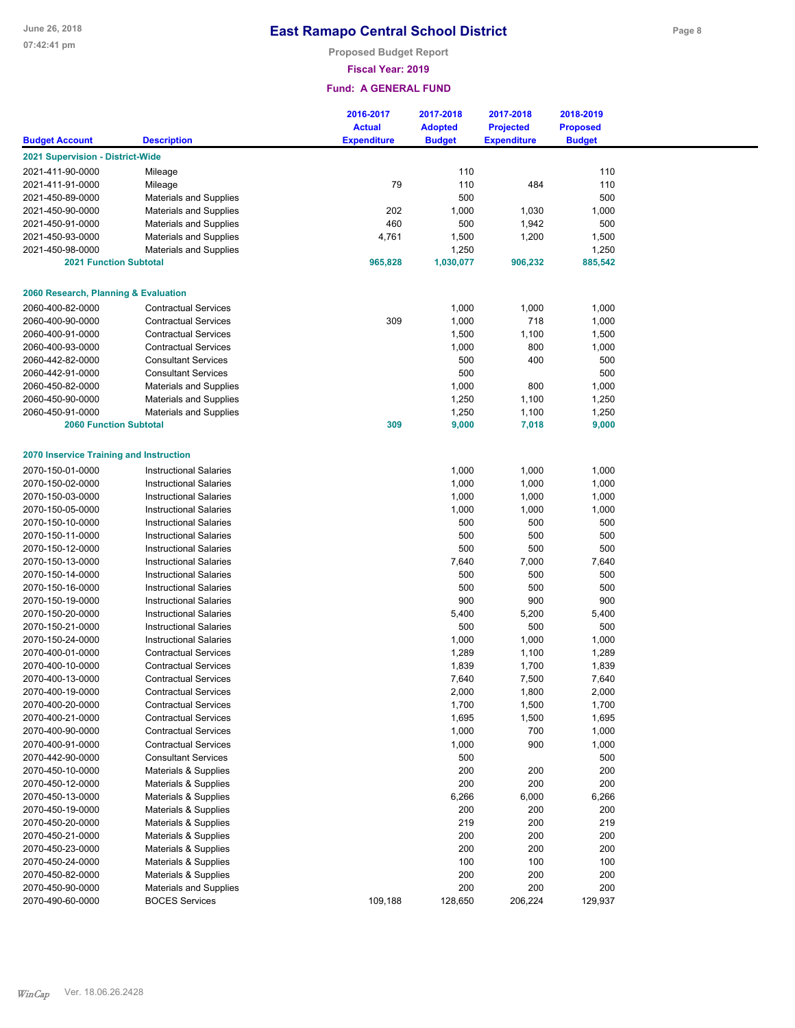# East Ramapo Central School District

**Proposed Budget Report**

**Fiscal Year: 2019**

**Fund: A GENERAL FUND**

| Budget Account | Description | 2016-2017 Actual Expenditure | 2017-2018 Adopted Budget | 2017-2018 Projected Expenditure | 2018-2019 Proposed Budget |
|---|---|---|---|---|---|
| **2021 Supervision - District-Wide** | | | | | |
| 2021-411-90-0000 | Mileage | | 110 | | 110 |
| 2021-411-91-0000 | Mileage | 79 | 110 | 484 | 110 |
| 2021-450-89-0000 | Materials and Supplies | | 500 | | 500 |
| 2021-450-90-0000 | Materials and Supplies | 202 | 1,000 | 1,030 | 1,000 |
| 2021-450-91-0000 | Materials and Supplies | 460 | 500 | 1,942 | 500 |
| 2021-450-93-0000 | Materials and Supplies | 4,761 | 1,500 | 1,200 | 1,500 |
| 2021-450-98-0000 | Materials and Supplies | | 1,250 | | 1,250 |
| **2021 Function Subtotal** | | **965,828** | **1,030,077** | **906,232** | **885,542** |
| **2060 Research, Planning & Evaluation** | | | | | |
| 2060-400-82-0000 | Contractual Services | | 1,000 | 1,000 | 1,000 |
| 2060-400-90-0000 | Contractual Services | 309 | 1,000 | 718 | 1,000 |
| 2060-400-91-0000 | Contractual Services | | 1,500 | 1,100 | 1,500 |
| 2060-400-93-0000 | Contractual Services | | 1,000 | 800 | 1,000 |
| 2060-442-82-0000 | Consultant Services | | 500 | 400 | 500 |
| 2060-442-91-0000 | Consultant Services | | 500 | | 500 |
| 2060-450-82-0000 | Materials and Supplies | | 1,000 | 800 | 1,000 |
| 2060-450-90-0000 | Materials and Supplies | | 1,250 | 1,100 | 1,250 |
| 2060-450-91-0000 | Materials and Supplies | | 1,250 | 1,100 | 1,250 |
| **2060 Function Subtotal** | | **309** | **9,000** | **7,018** | **9,000** |
| **2070 Inservice Training and Instruction** | | | | | |
| 2070-150-01-0000 | Instructional Salaries | | 1,000 | 1,000 | 1,000 |
| 2070-150-02-0000 | Instructional Salaries | | 1,000 | 1,000 | 1,000 |
| 2070-150-03-0000 | Instructional Salaries | | 1,000 | 1,000 | 1,000 |
| 2070-150-05-0000 | Instructional Salaries | | 1,000 | 1,000 | 1,000 |
| 2070-150-10-0000 | Instructional Salaries | | 500 | 500 | 500 |
| 2070-150-11-0000 | Instructional Salaries | | 500 | 500 | 500 |
| 2070-150-12-0000 | Instructional Salaries | | 500 | 500 | 500 |
| 2070-150-13-0000 | Instructional Salaries | | 7,640 | 7,000 | 7,640 |
| 2070-150-14-0000 | Instructional Salaries | | 500 | 500 | 500 |
| 2070-150-16-0000 | Instructional Salaries | | 500 | 500 | 500 |
| 2070-150-19-0000 | Instructional Salaries | | 900 | 900 | 900 |
| 2070-150-20-0000 | Instructional Salaries | | 5,400 | 5,200 | 5,400 |
| 2070-150-21-0000 | Instructional Salaries | | 500 | 500 | 500 |
| 2070-150-24-0000 | Instructional Salaries | | 1,000 | 1,000 | 1,000 |
| 2070-400-01-0000 | Contractual Services | | 1,289 | 1,100 | 1,289 |
| 2070-400-10-0000 | Contractual Services | | 1,839 | 1,700 | 1,839 |
| 2070-400-13-0000 | Contractual Services | | 7,640 | 7,500 | 7,640 |
| 2070-400-19-0000 | Contractual Services | | 2,000 | 1,800 | 2,000 |
| 2070-400-20-0000 | Contractual Services | | 1,700 | 1,500 | 1,700 |
| 2070-400-21-0000 | Contractual Services | | 1,695 | 1,500 | 1,695 |
| 2070-400-90-0000 | Contractual Services | | 1,000 | 700 | 1,000 |
| 2070-400-91-0000 | Contractual Services | | 1,000 | 900 | 1,000 |
| 2070-442-90-0000 | Consultant Services | | 500 | | 500 |
| 2070-450-10-0000 | Materials & Supplies | | 200 | 200 | 200 |
| 2070-450-12-0000 | Materials & Supplies | | 200 | 200 | 200 |
| 2070-450-13-0000 | Materials & Supplies | | 6,266 | 6,000 | 6,266 |
| 2070-450-19-0000 | Materials & Supplies | | 200 | 200 | 200 |
| 2070-450-20-0000 | Materials & Supplies | | 219 | 200 | 219 |
| 2070-450-21-0000 | Materials & Supplies | | 200 | 200 | 200 |
| 2070-450-23-0000 | Materials & Supplies | | 200 | 200 | 200 |
| 2070-450-24-0000 | Materials & Supplies | | 100 | 100 | 100 |
| 2070-450-82-0000 | Materials & Supplies | | 200 | 200 | 200 |
| 2070-450-90-0000 | Materials and Supplies | | 200 | 200 | 200 |
| 2070-490-60-0000 | BOCES Services | 109,188 | 128,650 | 206,224 | 129,937 |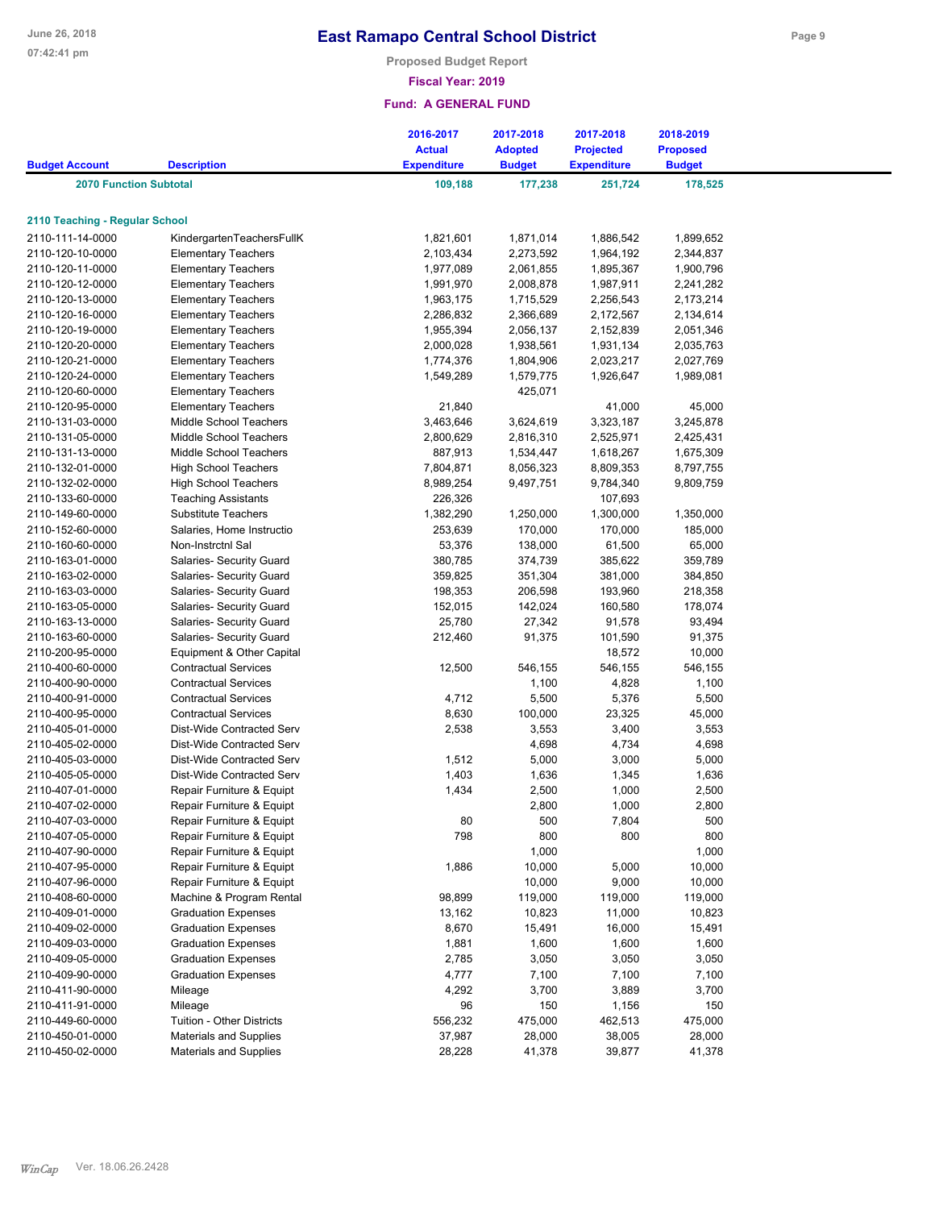# East Ramapo Central School District

**Proposed Budget Report**

**Fiscal Year: 2019**

**Fund: A GENERAL FUND**

| Budget Account | Description | 2016-2017 Actual Expenditure | 2017-2018 Adopted Budget | 2017-2018 Projected Expenditure | 2018-2019 Proposed Budget |
|---|---|---|---|---|---|
| **2070 Function Subtotal** | | **109,188** | **177,238** | **251,724** | **178,525** |
| **2110 Teaching - Regular School** | | | | | |
| 2110-111-14-0000 | KindergartenTeachersFullK | 1,821,601 | 1,871,014 | 1,886,542 | 1,899,652 |
| 2110-120-10-0000 | Elementary Teachers | 2,103,434 | 2,273,592 | 1,964,192 | 2,344,837 |
| 2110-120-11-0000 | Elementary Teachers | 1,977,089 | 2,061,855 | 1,895,367 | 1,900,796 |
| 2110-120-12-0000 | Elementary Teachers | 1,991,970 | 2,008,878 | 1,987,911 | 2,241,282 |
| 2110-120-13-0000 | Elementary Teachers | 1,963,175 | 1,715,529 | 2,256,543 | 2,173,214 |
| 2110-120-16-0000 | Elementary Teachers | 2,286,832 | 2,366,689 | 2,172,567 | 2,134,614 |
| 2110-120-19-0000 | Elementary Teachers | 1,955,394 | 2,056,137 | 2,152,839 | 2,051,346 |
| 2110-120-20-0000 | Elementary Teachers | 2,000,028 | 1,938,561 | 1,931,134 | 2,035,763 |
| 2110-120-21-0000 | Elementary Teachers | 1,774,376 | 1,804,906 | 2,023,217 | 2,027,769 |
| 2110-120-24-0000 | Elementary Teachers | 1,549,289 | 1,579,775 | 1,926,647 | 1,989,081 |
| 2110-120-60-0000 | Elementary Teachers | | 425,071 | | |
| 2110-120-95-0000 | Elementary Teachers | 21,840 | | 41,000 | 45,000 |
| 2110-131-03-0000 | Middle School Teachers | 3,463,646 | 3,624,619 | 3,323,187 | 3,245,878 |
| 2110-131-05-0000 | Middle School Teachers | 2,800,629 | 2,816,310 | 2,525,971 | 2,425,431 |
| 2110-131-13-0000 | Middle School Teachers | 887,913 | 1,534,447 | 1,618,267 | 1,675,309 |
| 2110-132-01-0000 | High School Teachers | 7,804,871 | 8,056,323 | 8,809,353 | 8,797,755 |
| 2110-132-02-0000 | High School Teachers | 8,989,254 | 9,497,751 | 9,784,340 | 9,809,759 |
| 2110-133-60-0000 | Teaching Assistants | 226,326 | | 107,693 | |
| 2110-149-60-0000 | Substitute Teachers | 1,382,290 | 1,250,000 | 1,300,000 | 1,350,000 |
| 2110-152-60-0000 | Salaries, Home Instructio | 253,639 | 170,000 | 170,000 | 185,000 |
| 2110-160-60-0000 | Non-Instrctnl Sal | 53,376 | 138,000 | 61,500 | 65,000 |
| 2110-163-01-0000 | Salaries- Security Guard | 380,785 | 374,739 | 385,622 | 359,789 |
| 2110-163-02-0000 | Salaries- Security Guard | 359,825 | 351,304 | 381,000 | 384,850 |
| 2110-163-03-0000 | Salaries- Security Guard | 198,353 | 206,598 | 193,960 | 218,358 |
| 2110-163-05-0000 | Salaries- Security Guard | 152,015 | 142,024 | 160,580 | 178,074 |
| 2110-163-13-0000 | Salaries- Security Guard | 25,780 | 27,342 | 91,578 | 93,494 |
| 2110-163-60-0000 | Salaries- Security Guard | 212,460 | 91,375 | 101,590 | 91,375 |
| 2110-200-95-0000 | Equipment & Other Capital | | | 18,572 | 10,000 |
| 2110-400-60-0000 | Contractual Services | 12,500 | 546,155 | 546,155 | 546,155 |
| 2110-400-90-0000 | Contractual Services | | 1,100 | 4,828 | 1,100 |
| 2110-400-91-0000 | Contractual Services | 4,712 | 5,500 | 5,376 | 5,500 |
| 2110-400-95-0000 | Contractual Services | 8,630 | 100,000 | 23,325 | 45,000 |
| 2110-405-01-0000 | Dist-Wide Contracted Serv | 2,538 | 3,553 | 3,400 | 3,553 |
| 2110-405-02-0000 | Dist-Wide Contracted Serv | | 4,698 | 4,734 | 4,698 |
| 2110-405-03-0000 | Dist-Wide Contracted Serv | 1,512 | 5,000 | 3,000 | 5,000 |
| 2110-405-05-0000 | Dist-Wide Contracted Serv | 1,403 | 1,636 | 1,345 | 1,636 |
| 2110-407-01-0000 | Repair Furniture & Equipt | 1,434 | 2,500 | 1,000 | 2,500 |
| 2110-407-02-0000 | Repair Furniture & Equipt | | 2,800 | 1,000 | 2,800 |
| 2110-407-03-0000 | Repair Furniture & Equipt | 80 | 500 | 7,804 | 500 |
| 2110-407-05-0000 | Repair Furniture & Equipt | 798 | 800 | 800 | 800 |
| 2110-407-90-0000 | Repair Furniture & Equipt | | 1,000 | | 1,000 |
| 2110-407-95-0000 | Repair Furniture & Equipt | 1,886 | 10,000 | 5,000 | 10,000 |
| 2110-407-96-0000 | Repair Furniture & Equipt | | 10,000 | 9,000 | 10,000 |
| 2110-408-60-0000 | Machine & Program Rental | 98,899 | 119,000 | 119,000 | 119,000 |
| 2110-409-01-0000 | Graduation Expenses | 13,162 | 10,823 | 11,000 | 10,823 |
| 2110-409-02-0000 | Graduation Expenses | 8,670 | 15,491 | 16,000 | 15,491 |
| 2110-409-03-0000 | Graduation Expenses | 1,881 | 1,600 | 1,600 | 1,600 |
| 2110-409-05-0000 | Graduation Expenses | 2,785 | 3,050 | 3,050 | 3,050 |
| 2110-409-90-0000 | Graduation Expenses | 4,777 | 7,100 | 7,100 | 7,100 |
| 2110-411-90-0000 | Mileage | 4,292 | 3,700 | 3,889 | 3,700 |
| 2110-411-91-0000 | Mileage | 96 | 150 | 1,156 | 150 |
| 2110-449-60-0000 | Tuition - Other Districts | 556,232 | 475,000 | 462,513 | 475,000 |
| 2110-450-01-0000 | Materials and Supplies | 37,987 | 28,000 | 38,005 | 28,000 |
| 2110-450-02-0000 | Materials and Supplies | 28,228 | 41,378 | 39,877 | 41,378 |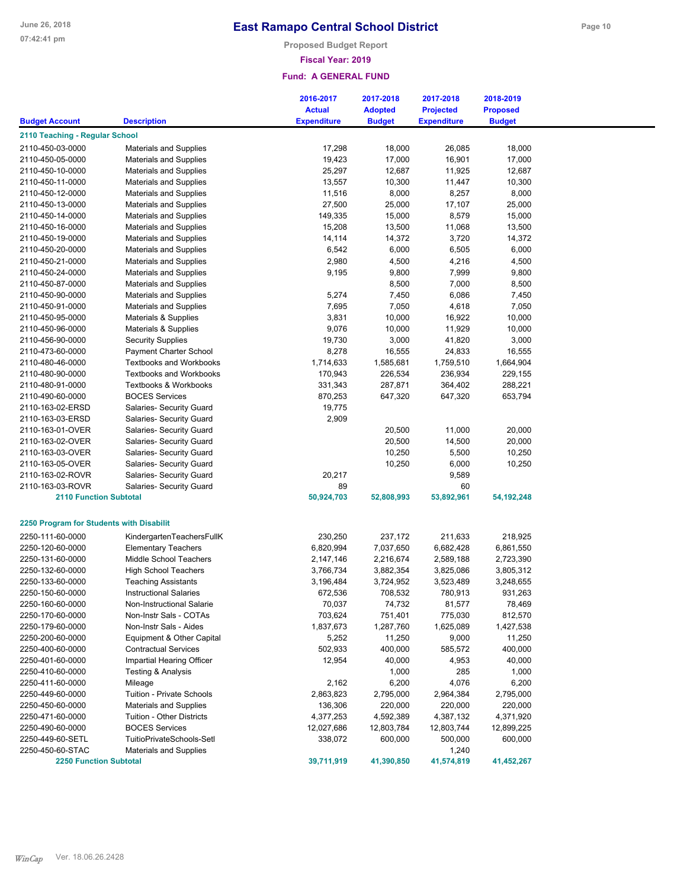# East Ramapo Central School District

**Proposed Budget Report**

**Fiscal Year: 2019**

**Fund: A GENERAL FUND**

| Budget Account | Description | 2016-2017 Actual Expenditure | 2017-2018 Adopted Budget | 2017-2018 Projected Expenditure | 2018-2019 Proposed Budget |
|---|---|---|---|---|---|
| **2110 Teaching - Regular School** | | | | | |
| 2110-450-03-0000 | Materials and Supplies | 17,298 | 18,000 | 26,085 | 18,000 |
| 2110-450-05-0000 | Materials and Supplies | 19,423 | 17,000 | 16,901 | 17,000 |
| 2110-450-10-0000 | Materials and Supplies | 25,297 | 12,687 | 11,925 | 12,687 |
| 2110-450-11-0000 | Materials and Supplies | 13,557 | 10,300 | 11,447 | 10,300 |
| 2110-450-12-0000 | Materials and Supplies | 11,516 | 8,000 | 8,257 | 8,000 |
| 2110-450-13-0000 | Materials and Supplies | 27,500 | 25,000 | 17,107 | 25,000 |
| 2110-450-14-0000 | Materials and Supplies | 149,335 | 15,000 | 8,579 | 15,000 |
| 2110-450-16-0000 | Materials and Supplies | 15,208 | 13,500 | 11,068 | 13,500 |
| 2110-450-19-0000 | Materials and Supplies | 14,114 | 14,372 | 3,720 | 14,372 |
| 2110-450-20-0000 | Materials and Supplies | 6,542 | 6,000 | 6,505 | 6,000 |
| 2110-450-21-0000 | Materials and Supplies | 2,980 | 4,500 | 4,216 | 4,500 |
| 2110-450-24-0000 | Materials and Supplies | 9,195 | 9,800 | 7,999 | 9,800 |
| 2110-450-87-0000 | Materials and Supplies | | 8,500 | 7,000 | 8,500 |
| 2110-450-90-0000 | Materials and Supplies | 5,274 | 7,450 | 6,086 | 7,450 |
| 2110-450-91-0000 | Materials and Supplies | 7,695 | 7,050 | 4,618 | 7,050 |
| 2110-450-95-0000 | Materials & Supplies | 3,831 | 10,000 | 16,922 | 10,000 |
| 2110-450-96-0000 | Materials & Supplies | 9,076 | 10,000 | 11,929 | 10,000 |
| 2110-456-90-0000 | Security Supplies | 19,730 | 3,000 | 41,820 | 3,000 |
| 2110-473-60-0000 | Payment Charter School | 8,278 | 16,555 | 24,833 | 16,555 |
| 2110-480-46-0000 | Textbooks and Workbooks | 1,714,633 | 1,585,681 | 1,759,510 | 1,664,904 |
| 2110-480-90-0000 | Textbooks and Workbooks | 170,943 | 226,534 | 236,934 | 229,155 |
| 2110-480-91-0000 | Textbooks & Workbooks | 331,343 | 287,871 | 364,402 | 288,221 |
| 2110-490-60-0000 | BOCES Services | 870,253 | 647,320 | 647,320 | 653,794 |
| 2110-163-02-ERSD | Salaries- Security Guard | 19,775 | | | |
| 2110-163-03-ERSD | Salaries- Security Guard | 2,909 | | | |
| 2110-163-01-OVER | Salaries- Security Guard | | 20,500 | 11,000 | 20,000 |
| 2110-163-02-OVER | Salaries- Security Guard | | 20,500 | 14,500 | 20,000 |
| 2110-163-03-OVER | Salaries- Security Guard | | 10,250 | 5,500 | 10,250 |
| 2110-163-05-OVER | Salaries- Security Guard | | 10,250 | 6,000 | 10,250 |
| 2110-163-02-ROVR | Salaries- Security Guard | 20,217 | | 9,589 | |
| 2110-163-03-ROVR | Salaries- Security Guard | 89 | | 60 | |
| **2110 Function Subtotal** | | **50,924,703** | **52,808,993** | **53,892,961** | **54,192,248** |
| **2250 Program for Students with Disabilit** | | | | | |
| 2250-111-60-0000 | KindergartenTeachersFullK | 230,250 | 237,172 | 211,633 | 218,925 |
| 2250-120-60-0000 | Elementary Teachers | 6,820,994 | 7,037,650 | 6,682,428 | 6,861,550 |
| 2250-131-60-0000 | Middle School Teachers | 2,147,146 | 2,216,674 | 2,589,188 | 2,723,390 |
| 2250-132-60-0000 | High School Teachers | 3,766,734 | 3,882,354 | 3,825,086 | 3,805,312 |
| 2250-133-60-0000 | Teaching Assistants | 3,196,484 | 3,724,952 | 3,523,489 | 3,248,655 |
| 2250-150-60-0000 | Instructional Salaries | 672,536 | 708,532 | 780,913 | 931,263 |
| 2250-160-60-0000 | Non-Instructional Salarie | 70,037 | 74,732 | 81,577 | 78,469 |
| 2250-170-60-0000 | Non-Instr Sals - COTAs | 703,624 | 751,401 | 775,030 | 812,570 |
| 2250-179-60-0000 | Non-Instr Sals - Aides | 1,837,673 | 1,287,760 | 1,625,089 | 1,427,538 |
| 2250-200-60-0000 | Equipment & Other Capital | 5,252 | 11,250 | 9,000 | 11,250 |
| 2250-400-60-0000 | Contractual Services | 502,933 | 400,000 | 585,572 | 400,000 |
| 2250-401-60-0000 | Impartial Hearing Officer | 12,954 | 40,000 | 4,953 | 40,000 |
| 2250-410-60-0000 | Testing & Analysis | | 1,000 | 285 | 1,000 |
| 2250-411-60-0000 | Mileage | 2,162 | 6,200 | 4,076 | 6,200 |
| 2250-449-60-0000 | Tuition - Private Schools | 2,863,823 | 2,795,000 | 2,964,384 | 2,795,000 |
| 2250-450-60-0000 | Materials and Supplies | 136,306 | 220,000 | 220,000 | 220,000 |
| 2250-471-60-0000 | Tuition - Other Districts | 4,377,253 | 4,592,389 | 4,387,132 | 4,371,920 |
| 2250-490-60-0000 | BOCES Services | 12,027,686 | 12,803,784 | 12,803,744 | 12,899,225 |
| 2250-449-60-SETL | TuitioPrivateSchools-Setl | 338,072 | 600,000 | 500,000 | 600,000 |
| 2250-450-60-STAC | Materials and Supplies | | | 1,240 | |
| **2250 Function Subtotal** | | **39,711,919** | **41,390,850** | **41,574,819** | **41,452,267** |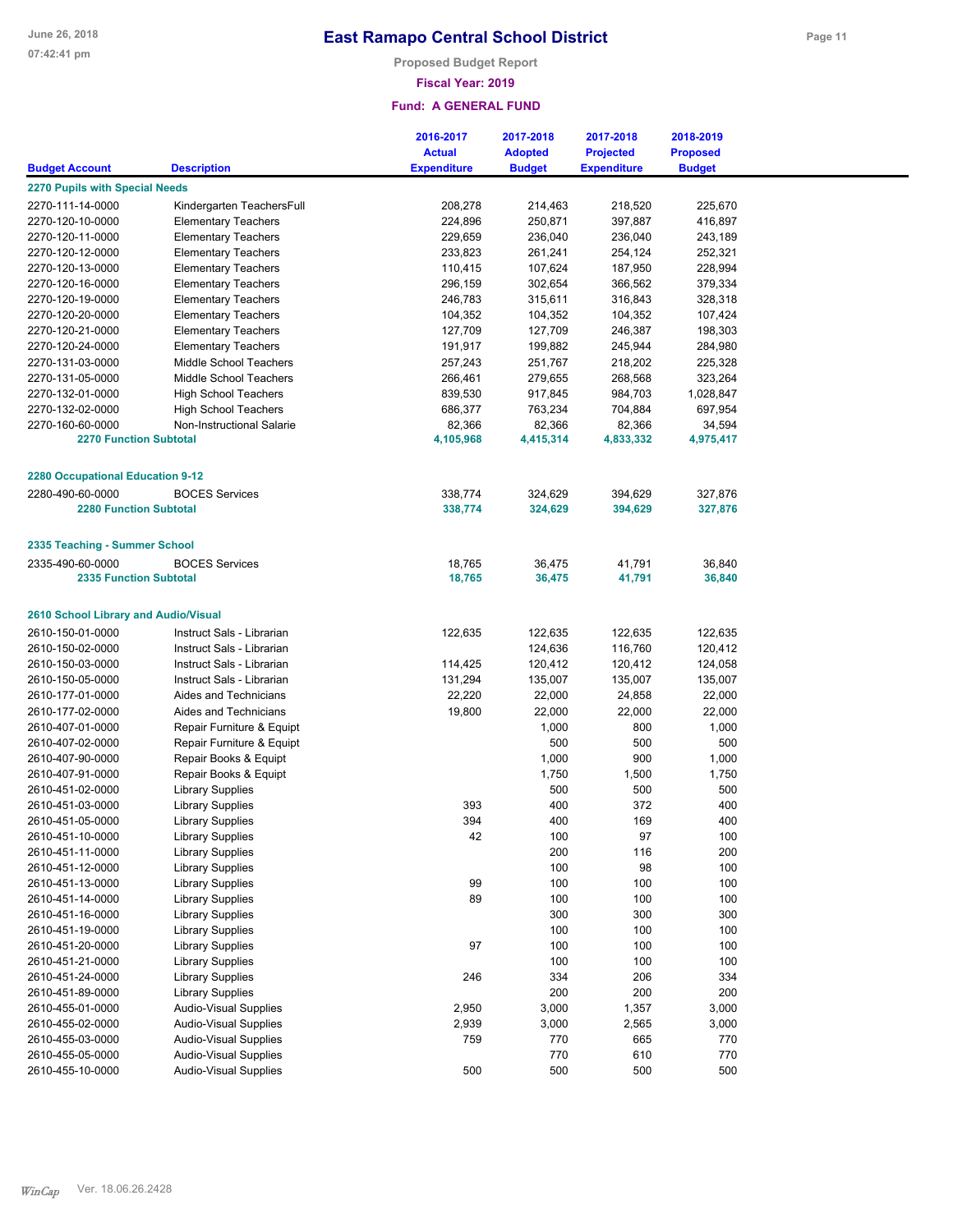# East Ramapo Central School District

**Proposed Budget Report**

**Fiscal Year: 2019**

**Fund: A GENERAL FUND**

| Budget Account | Description | 2016-2017 Actual Expenditure | 2017-2018 Adopted Budget | 2017-2018 Projected Expenditure | 2018-2019 Proposed Budget |
|---|---|---|---|---|---|
| **2270 Pupils with Special Needs** | | | | | |
| 2270-111-14-0000 | Kindergarten TeachersFull | 208,278 | 214,463 | 218,520 | 225,670 |
| 2270-120-10-0000 | Elementary Teachers | 224,896 | 250,871 | 397,887 | 416,897 |
| 2270-120-11-0000 | Elementary Teachers | 229,659 | 236,040 | 236,040 | 243,189 |
| 2270-120-12-0000 | Elementary Teachers | 233,823 | 261,241 | 254,124 | 252,321 |
| 2270-120-13-0000 | Elementary Teachers | 110,415 | 107,624 | 187,950 | 228,994 |
| 2270-120-16-0000 | Elementary Teachers | 296,159 | 302,654 | 366,562 | 379,334 |
| 2270-120-19-0000 | Elementary Teachers | 246,783 | 315,611 | 316,843 | 328,318 |
| 2270-120-20-0000 | Elementary Teachers | 104,352 | 104,352 | 104,352 | 107,424 |
| 2270-120-21-0000 | Elementary Teachers | 127,709 | 127,709 | 246,387 | 198,303 |
| 2270-120-24-0000 | Elementary Teachers | 191,917 | 199,882 | 245,944 | 284,980 |
| 2270-131-03-0000 | Middle School Teachers | 257,243 | 251,767 | 218,202 | 225,328 |
| 2270-131-05-0000 | Middle School Teachers | 266,461 | 279,655 | 268,568 | 323,264 |
| 2270-132-01-0000 | High School Teachers | 839,530 | 917,845 | 984,703 | 1,028,847 |
| 2270-132-02-0000 | High School Teachers | 686,377 | 763,234 | 704,884 | 697,954 |
| 2270-160-60-0000 | Non-Instructional Salarie | 82,366 | 82,366 | 82,366 | 34,594 |
| **2270 Function Subtotal** | | **4,105,968** | **4,415,314** | **4,833,332** | **4,975,417** |
| **2280 Occupational Education 9-12** | | | | | |
| 2280-490-60-0000 | BOCES Services | 338,774 | 324,629 | 394,629 | 327,876 |
| **2280 Function Subtotal** | | **338,774** | **324,629** | **394,629** | **327,876** |
| **2335 Teaching - Summer School** | | | | | |
| 2335-490-60-0000 | BOCES Services | 18,765 | 36,475 | 41,791 | 36,840 |
| **2335 Function Subtotal** | | **18,765** | **36,475** | **41,791** | **36,840** |
| **2610 School Library and Audio/Visual** | | | | | |
| 2610-150-01-0000 | Instruct Sals - Librarian | 122,635 | 122,635 | 122,635 | 122,635 |
| 2610-150-02-0000 | Instruct Sals - Librarian | | 124,636 | 116,760 | 120,412 |
| 2610-150-03-0000 | Instruct Sals - Librarian | 114,425 | 120,412 | 120,412 | 124,058 |
| 2610-150-05-0000 | Instruct Sals - Librarian | 131,294 | 135,007 | 135,007 | 135,007 |
| 2610-177-01-0000 | Aides and Technicians | 22,220 | 22,000 | 24,858 | 22,000 |
| 2610-177-02-0000 | Aides and Technicians | 19,800 | 22,000 | 22,000 | 22,000 |
| 2610-407-01-0000 | Repair Furniture & Equipt | | 1,000 | 800 | 1,000 |
| 2610-407-02-0000 | Repair Furniture & Equipt | | 500 | 500 | 500 |
| 2610-407-90-0000 | Repair Books & Equipt | | 1,000 | 900 | 1,000 |
| 2610-407-91-0000 | Repair Books & Equipt | | 1,750 | 1,500 | 1,750 |
| 2610-451-02-0000 | Library Supplies | | 500 | 500 | 500 |
| 2610-451-03-0000 | Library Supplies | 393 | 400 | 372 | 400 |
| 2610-451-05-0000 | Library Supplies | 394 | 400 | 169 | 400 |
| 2610-451-10-0000 | Library Supplies | 42 | 100 | 97 | 100 |
| 2610-451-11-0000 | Library Supplies | | 200 | 116 | 200 |
| 2610-451-12-0000 | Library Supplies | | 100 | 98 | 100 |
| 2610-451-13-0000 | Library Supplies | 99 | 100 | 100 | 100 |
| 2610-451-14-0000 | Library Supplies | 89 | 100 | 100 | 100 |
| 2610-451-16-0000 | Library Supplies | | 300 | 300 | 300 |
| 2610-451-19-0000 | Library Supplies | | 100 | 100 | 100 |
| 2610-451-20-0000 | Library Supplies | 97 | 100 | 100 | 100 |
| 2610-451-21-0000 | Library Supplies | | 100 | 100 | 100 |
| 2610-451-24-0000 | Library Supplies | 246 | 334 | 206 | 334 |
| 2610-451-89-0000 | Library Supplies | | 200 | 200 | 200 |
| 2610-455-01-0000 | Audio-Visual Supplies | 2,950 | 3,000 | 1,357 | 3,000 |
| 2610-455-02-0000 | Audio-Visual Supplies | 2,939 | 3,000 | 2,565 | 3,000 |
| 2610-455-03-0000 | Audio-Visual Supplies | 759 | 770 | 665 | 770 |
| 2610-455-05-0000 | Audio-Visual Supplies | | 770 | 610 | 770 |
| 2610-455-10-0000 | Audio-Visual Supplies | 500 | 500 | 500 | 500 |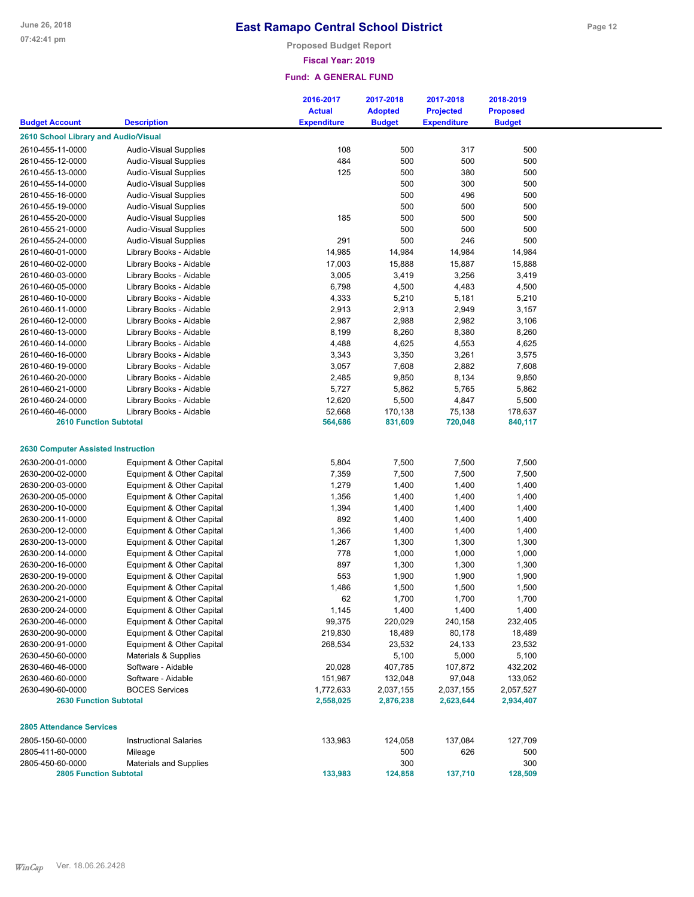# East Ramapo Central School District

**Proposed Budget Report**

**Fiscal Year: 2019**

**Fund: A GENERAL FUND**

| Budget Account | Description | 2016-2017 Actual Expenditure | 2017-2018 Adopted Budget | 2017-2018 Projected Expenditure | 2018-2019 Proposed Budget |
|---|---|---|---|---|---|
| **2610 School Library and Audio/Visual** | | | | | |
| 2610-455-11-0000 | Audio-Visual Supplies | 108 | 500 | 317 | 500 |
| 2610-455-12-0000 | Audio-Visual Supplies | 484 | 500 | 500 | 500 |
| 2610-455-13-0000 | Audio-Visual Supplies | 125 | 500 | 380 | 500 |
| 2610-455-14-0000 | Audio-Visual Supplies | | 500 | 300 | 500 |
| 2610-455-16-0000 | Audio-Visual Supplies | | 500 | 496 | 500 |
| 2610-455-19-0000 | Audio-Visual Supplies | | 500 | 500 | 500 |
| 2610-455-20-0000 | Audio-Visual Supplies | 185 | 500 | 500 | 500 |
| 2610-455-21-0000 | Audio-Visual Supplies | | 500 | 500 | 500 |
| 2610-455-24-0000 | Audio-Visual Supplies | 291 | 500 | 246 | 500 |
| 2610-460-01-0000 | Library Books - Aidable | 14,985 | 14,984 | 14,984 | 14,984 |
| 2610-460-02-0000 | Library Books - Aidable | 17,003 | 15,888 | 15,887 | 15,888 |
| 2610-460-03-0000 | Library Books - Aidable | 3,005 | 3,419 | 3,256 | 3,419 |
| 2610-460-05-0000 | Library Books - Aidable | 6,798 | 4,500 | 4,483 | 4,500 |
| 2610-460-10-0000 | Library Books - Aidable | 4,333 | 5,210 | 5,181 | 5,210 |
| 2610-460-11-0000 | Library Books - Aidable | 2,913 | 2,913 | 2,949 | 3,157 |
| 2610-460-12-0000 | Library Books - Aidable | 2,987 | 2,988 | 2,982 | 3,106 |
| 2610-460-13-0000 | Library Books - Aidable | 8,199 | 8,260 | 8,380 | 8,260 |
| 2610-460-14-0000 | Library Books - Aidable | 4,488 | 4,625 | 4,553 | 4,625 |
| 2610-460-16-0000 | Library Books - Aidable | 3,343 | 3,350 | 3,261 | 3,575 |
| 2610-460-19-0000 | Library Books - Aidable | 3,057 | 7,608 | 2,882 | 7,608 |
| 2610-460-20-0000 | Library Books - Aidable | 2,485 | 9,850 | 8,134 | 9,850 |
| 2610-460-21-0000 | Library Books - Aidable | 5,727 | 5,862 | 5,765 | 5,862 |
| 2610-460-24-0000 | Library Books - Aidable | 12,620 | 5,500 | 4,847 | 5,500 |
| 2610-460-46-0000 | Library Books - Aidable | 52,668 | 170,138 | 75,138 | 178,637 |
| **2610 Function Subtotal** | | **564,686** | **831,609** | **720,048** | **840,117** |
| **2630 Computer Assisted Instruction** | | | | | |
| 2630-200-01-0000 | Equipment & Other Capital | 5,804 | 7,500 | 7,500 | 7,500 |
| 2630-200-02-0000 | Equipment & Other Capital | 7,359 | 7,500 | 7,500 | 7,500 |
| 2630-200-03-0000 | Equipment & Other Capital | 1,279 | 1,400 | 1,400 | 1,400 |
| 2630-200-05-0000 | Equipment & Other Capital | 1,356 | 1,400 | 1,400 | 1,400 |
| 2630-200-10-0000 | Equipment & Other Capital | 1,394 | 1,400 | 1,400 | 1,400 |
| 2630-200-11-0000 | Equipment & Other Capital | 892 | 1,400 | 1,400 | 1,400 |
| 2630-200-12-0000 | Equipment & Other Capital | 1,366 | 1,400 | 1,400 | 1,400 |
| 2630-200-13-0000 | Equipment & Other Capital | 1,267 | 1,300 | 1,300 | 1,300 |
| 2630-200-14-0000 | Equipment & Other Capital | 778 | 1,000 | 1,000 | 1,000 |
| 2630-200-16-0000 | Equipment & Other Capital | 897 | 1,300 | 1,300 | 1,300 |
| 2630-200-19-0000 | Equipment & Other Capital | 553 | 1,900 | 1,900 | 1,900 |
| 2630-200-20-0000 | Equipment & Other Capital | 1,486 | 1,500 | 1,500 | 1,500 |
| 2630-200-21-0000 | Equipment & Other Capital | 62 | 1,700 | 1,700 | 1,700 |
| 2630-200-24-0000 | Equipment & Other Capital | 1,145 | 1,400 | 1,400 | 1,400 |
| 2630-200-46-0000 | Equipment & Other Capital | 99,375 | 220,029 | 240,158 | 232,405 |
| 2630-200-90-0000 | Equipment & Other Capital | 219,830 | 18,489 | 80,178 | 18,489 |
| 2630-200-91-0000 | Equipment & Other Capital | 268,534 | 23,532 | 24,133 | 23,532 |
| 2630-450-60-0000 | Materials & Supplies | | 5,100 | 5,000 | 5,100 |
| 2630-460-46-0000 | Software - Aidable | 20,028 | 407,785 | 107,872 | 432,202 |
| 2630-460-60-0000 | Software - Aidable | 151,987 | 132,048 | 97,048 | 133,052 |
| 2630-490-60-0000 | BOCES Services | 1,772,633 | 2,037,155 | 2,037,155 | 2,057,527 |
| **2630 Function Subtotal** | | **2,558,025** | **2,876,238** | **2,623,644** | **2,934,407** |
| **2805 Attendance Services** | | | | | |
| 2805-150-60-0000 | Instructional Salaries | 133,983 | 124,058 | 137,084 | 127,709 |
| 2805-411-60-0000 | Mileage | | 500 | 626 | 500 |
| 2805-450-60-0000 | Materials and Supplies | | 300 | | 300 |
| **2805 Function Subtotal** | | **133,983** | **124,858** | **137,710** | **128,509** |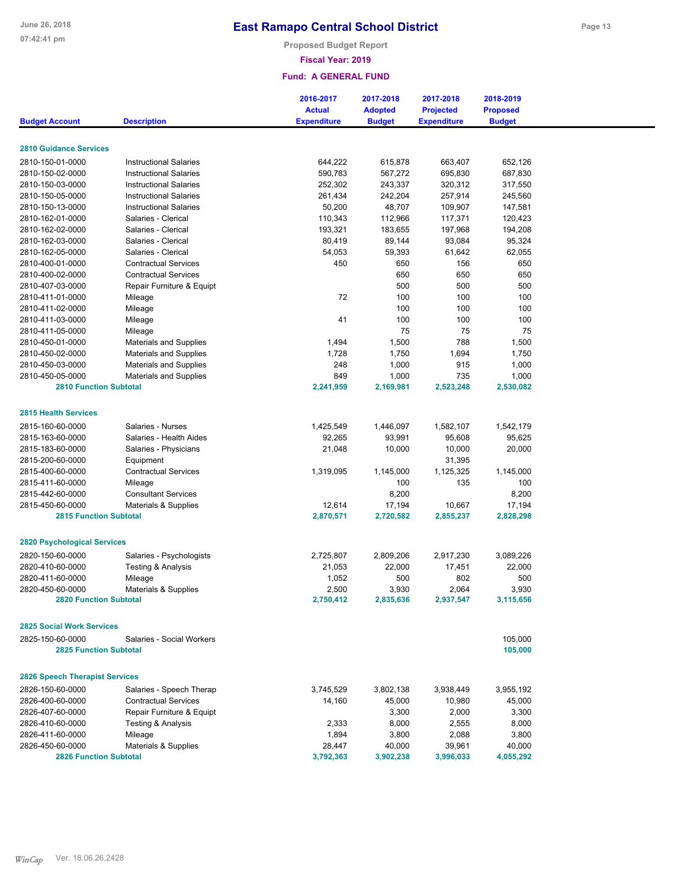# East Ramapo Central School District

**Proposed Budget Report**

**Fiscal Year: 2019**

**Fund: A GENERAL FUND**

| Budget Account | Description | 2016-2017 Actual Expenditure | 2017-2018 Adopted Budget | 2017-2018 Projected Expenditure | 2018-2019 Proposed Budget |
|---|---|---|---|---|---|
| **2810 Guidance Services** | | | | | |
| 2810-150-01-0000 | Instructional Salaries | 644,222 | 615,878 | 663,407 | 652,126 |
| 2810-150-02-0000 | Instructional Salaries | 590,783 | 567,272 | 695,830 | 687,830 |
| 2810-150-03-0000 | Instructional Salaries | 252,302 | 243,337 | 320,312 | 317,550 |
| 2810-150-05-0000 | Instructional Salaries | 261,434 | 242,204 | 257,914 | 245,560 |
| 2810-150-13-0000 | Instructional Salaries | 50,200 | 48,707 | 109,907 | 147,581 |
| 2810-162-01-0000 | Salaries - Clerical | 110,343 | 112,966 | 117,371 | 120,423 |
| 2810-162-02-0000 | Salaries - Clerical | 193,321 | 183,655 | 197,968 | 194,208 |
| 2810-162-03-0000 | Salaries - Clerical | 80,419 | 89,144 | 93,084 | 95,324 |
| 2810-162-05-0000 | Salaries - Clerical | 54,053 | 59,393 | 61,642 | 62,055 |
| 2810-400-01-0000 | Contractual Services | 450 | 650 | 156 | 650 |
| 2810-400-02-0000 | Contractual Services | | 650 | 650 | 650 |
| 2810-407-03-0000 | Repair Furniture & Equipt | | 500 | 500 | 500 |
| 2810-411-01-0000 | Mileage | 72 | 100 | 100 | 100 |
| 2810-411-02-0000 | Mileage | | 100 | 100 | 100 |
| 2810-411-03-0000 | Mileage | 41 | 100 | 100 | 100 |
| 2810-411-05-0000 | Mileage | | 75 | 75 | 75 |
| 2810-450-01-0000 | Materials and Supplies | 1,494 | 1,500 | 788 | 1,500 |
| 2810-450-02-0000 | Materials and Supplies | 1,728 | 1,750 | 1,694 | 1,750 |
| 2810-450-03-0000 | Materials and Supplies | 248 | 1,000 | 915 | 1,000 |
| 2810-450-05-0000 | Materials and Supplies | 849 | 1,000 | 735 | 1,000 |
| **2810 Function Subtotal** | | **2,241,959** | **2,169,981** | **2,523,248** | **2,530,082** |
| **2815 Health Services** | | | | | |
| 2815-160-60-0000 | Salaries - Nurses | 1,425,549 | 1,446,097 | 1,582,107 | 1,542,179 |
| 2815-163-60-0000 | Salaries - Health Aides | 92,265 | 93,991 | 95,608 | 95,625 |
| 2815-183-60-0000 | Salaries - Physicians | 21,048 | 10,000 | 10,000 | 20,000 |
| 2815-200-60-0000 | Equipment | | | 31,395 | |
| 2815-400-60-0000 | Contractual Services | 1,319,095 | 1,145,000 | 1,125,325 | 1,145,000 |
| 2815-411-60-0000 | Mileage | | 100 | 135 | 100 |
| 2815-442-60-0000 | Consultant Services | | 8,200 | | 8,200 |
| 2815-450-60-0000 | Materials & Supplies | 12,614 | 17,194 | 10,667 | 17,194 |
| **2815 Function Subtotal** | | **2,870,571** | **2,720,582** | **2,855,237** | **2,828,298** |
| **2820 Psychological Services** | | | | | |
| 2820-150-60-0000 | Salaries - Psychologists | 2,725,807 | 2,809,206 | 2,917,230 | 3,089,226 |
| 2820-410-60-0000 | Testing & Analysis | 21,053 | 22,000 | 17,451 | 22,000 |
| 2820-411-60-0000 | Mileage | 1,052 | 500 | 802 | 500 |
| 2820-450-60-0000 | Materials & Supplies | 2,500 | 3,930 | 2,064 | 3,930 |
| **2820 Function Subtotal** | | **2,750,412** | **2,835,636** | **2,937,547** | **3,115,656** |
| **2825 Social Work Services** | | | | | |
| 2825-150-60-0000 | Salaries - Social Workers | | | | 105,000 |
| **2825 Function Subtotal** | | | | | **105,000** |
| **2826 Speech Therapist Services** | | | | | |
| 2826-150-60-0000 | Salaries - Speech Therap | 3,745,529 | 3,802,138 | 3,938,449 | 3,955,192 |
| 2826-400-60-0000 | Contractual Services | 14,160 | 45,000 | 10,980 | 45,000 |
| 2826-407-60-0000 | Repair Furniture & Equipt | | 3,300 | 2,000 | 3,300 |
| 2826-410-60-0000 | Testing & Analysis | 2,333 | 8,000 | 2,555 | 8,000 |
| 2826-411-60-0000 | Mileage | 1,894 | 3,800 | 2,088 | 3,800 |
| 2826-450-60-0000 | Materials & Supplies | 28,447 | 40,000 | 39,961 | 40,000 |
| **2826 Function Subtotal** | | **3,792,363** | **3,902,238** | **3,996,033** | **4,055,292** |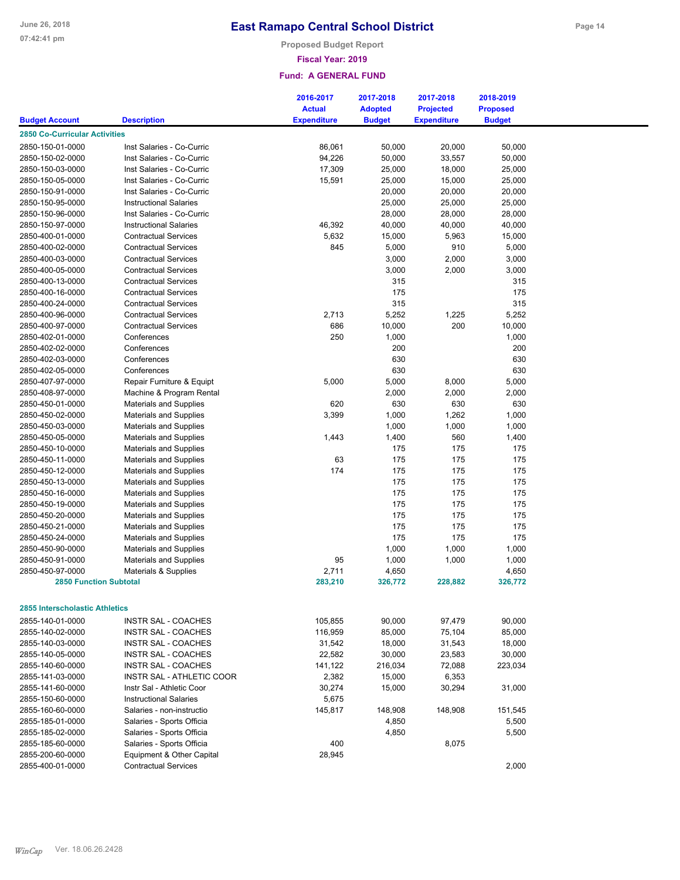# East Ramapo Central School District

Proposed Budget Report

Fiscal Year: 2019

Fund: A GENERAL FUND

| Budget Account | Description | 2016-2017 Actual Expenditure | 2017-2018 Adopted Budget | 2017-2018 Projected Expenditure | 2018-2019 Proposed Budget |
|---|---|---|---|---|---|
| **2850 Co-Curricular Activities** | | | | | |
| 2850-150-01-0000 | Inst Salaries - Co-Curric | 86,061 | 50,000 | 20,000 | 50,000 |
| 2850-150-02-0000 | Inst Salaries - Co-Curric | 94,226 | 50,000 | 33,557 | 50,000 |
| 2850-150-03-0000 | Inst Salaries - Co-Curric | 17,309 | 25,000 | 18,000 | 25,000 |
| 2850-150-05-0000 | Inst Salaries - Co-Curric | 15,591 | 25,000 | 15,000 | 25,000 |
| 2850-150-91-0000 | Inst Salaries - Co-Curric | | 20,000 | 20,000 | 20,000 |
| 2850-150-95-0000 | Instructional Salaries | | 25,000 | 25,000 | 25,000 |
| 2850-150-96-0000 | Inst Salaries - Co-Curric | | 28,000 | 28,000 | 28,000 |
| 2850-150-97-0000 | Instructional Salaries | 46,392 | 40,000 | 40,000 | 40,000 |
| 2850-400-01-0000 | Contractual Services | 5,632 | 15,000 | 5,963 | 15,000 |
| 2850-400-02-0000 | Contractual Services | 845 | 5,000 | 910 | 5,000 |
| 2850-400-03-0000 | Contractual Services | | 3,000 | 2,000 | 3,000 |
| 2850-400-05-0000 | Contractual Services | | 3,000 | 2,000 | 3,000 |
| 2850-400-13-0000 | Contractual Services | | 315 | | 315 |
| 2850-400-16-0000 | Contractual Services | | 175 | | 175 |
| 2850-400-24-0000 | Contractual Services | | 315 | | 315 |
| 2850-400-96-0000 | Contractual Services | 2,713 | 5,252 | 1,225 | 5,252 |
| 2850-400-97-0000 | Contractual Services | 686 | 10,000 | 200 | 10,000 |
| 2850-402-01-0000 | Conferences | 250 | 1,000 | | 1,000 |
| 2850-402-02-0000 | Conferences | | 200 | | 200 |
| 2850-402-03-0000 | Conferences | | 630 | | 630 |
| 2850-402-05-0000 | Conferences | | 630 | | 630 |
| 2850-407-97-0000 | Repair Furniture & Equipt | 5,000 | 5,000 | 8,000 | 5,000 |
| 2850-408-97-0000 | Machine & Program Rental | | 2,000 | 2,000 | 2,000 |
| 2850-450-01-0000 | Materials and Supplies | 620 | 630 | 630 | 630 |
| 2850-450-02-0000 | Materials and Supplies | 3,399 | 1,000 | 1,262 | 1,000 |
| 2850-450-03-0000 | Materials and Supplies | | 1,000 | 1,000 | 1,000 |
| 2850-450-05-0000 | Materials and Supplies | 1,443 | 1,400 | 560 | 1,400 |
| 2850-450-10-0000 | Materials and Supplies | | 175 | 175 | 175 |
| 2850-450-11-0000 | Materials and Supplies | 63 | 175 | 175 | 175 |
| 2850-450-12-0000 | Materials and Supplies | 174 | 175 | 175 | 175 |
| 2850-450-13-0000 | Materials and Supplies | | 175 | 175 | 175 |
| 2850-450-16-0000 | Materials and Supplies | | 175 | 175 | 175 |
| 2850-450-19-0000 | Materials and Supplies | | 175 | 175 | 175 |
| 2850-450-20-0000 | Materials and Supplies | | 175 | 175 | 175 |
| 2850-450-21-0000 | Materials and Supplies | | 175 | 175 | 175 |
| 2850-450-24-0000 | Materials and Supplies | | 175 | 175 | 175 |
| 2850-450-90-0000 | Materials and Supplies | | 1,000 | 1,000 | 1,000 |
| 2850-450-91-0000 | Materials and Supplies | 95 | 1,000 | 1,000 | 1,000 |
| 2850-450-97-0000 | Materials & Supplies | 2,711 | 4,650 | | 4,650 |
| **2850 Function Subtotal** | | **283,210** | **326,772** | **228,882** | **326,772** |
| **2855 Interscholastic Athletics** | | | | | |
| 2855-140-01-0000 | INSTR SAL - COACHES | 105,855 | 90,000 | 97,479 | 90,000 |
| 2855-140-02-0000 | INSTR SAL - COACHES | 116,959 | 85,000 | 75,104 | 85,000 |
| 2855-140-03-0000 | INSTR SAL - COACHES | 31,542 | 18,000 | 31,543 | 18,000 |
| 2855-140-05-0000 | INSTR SAL - COACHES | 22,582 | 30,000 | 23,583 | 30,000 |
| 2855-140-60-0000 | INSTR SAL - COACHES | 141,122 | 216,034 | 72,088 | 223,034 |
| 2855-141-03-0000 | INSTR SAL - ATHLETIC COOR | 2,382 | 15,000 | 6,353 | |
| 2855-141-60-0000 | Instr Sal - Athletic Coor | 30,274 | 15,000 | 30,294 | 31,000 |
| 2855-150-60-0000 | Instructional Salaries | 5,675 | | | |
| 2855-160-60-0000 | Salaries - non-instructio | 145,817 | 148,908 | 148,908 | 151,545 |
| 2855-185-01-0000 | Salaries - Sports Officia | | 4,850 | | 5,500 |
| 2855-185-02-0000 | Salaries - Sports Officia | | 4,850 | | 5,500 |
| 2855-185-60-0000 | Salaries - Sports Officia | 400 | | 8,075 | |
| 2855-200-60-0000 | Equipment & Other Capital | 28,945 | | | |
| 2855-400-01-0000 | Contractual Services | | | | 2,000 |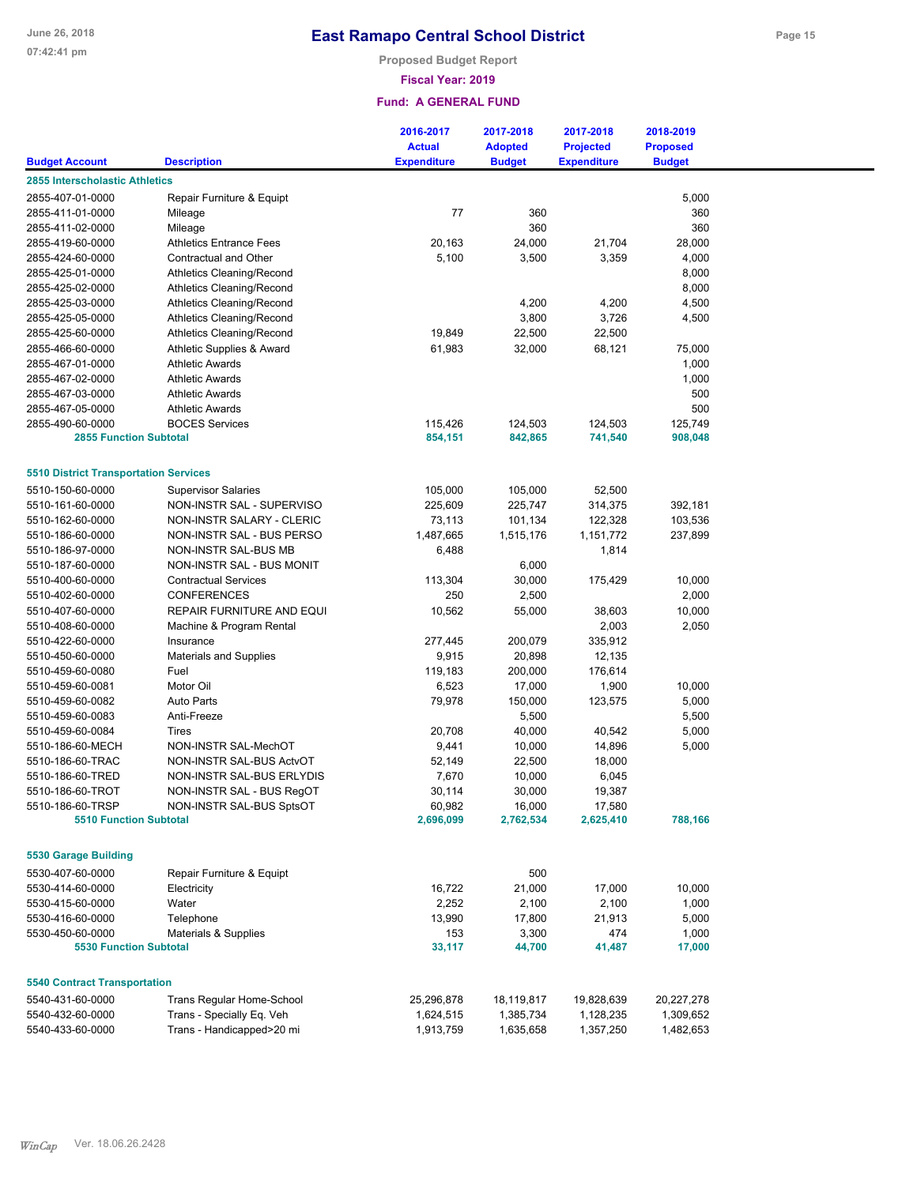# East Ramapo Central School District

**Proposed Budget Report**

**Fiscal Year: 2019**

**Fund: A GENERAL FUND**

| Budget Account | Description | 2016-2017 Actual Expenditure | 2017-2018 Adopted Budget | 2017-2018 Projected Expenditure | 2018-2019 Proposed Budget |
|---|---|---|---|---|---|
| **2855 Interscholastic Athletics** | | | | | |
| 2855-407-01-0000 | Repair Furniture & Equipt | | | | 5,000 |
| 2855-411-01-0000 | Mileage | 77 | 360 | | 360 |
| 2855-411-02-0000 | Mileage | | 360 | | 360 |
| 2855-419-60-0000 | Athletics Entrance Fees | 20,163 | 24,000 | 21,704 | 28,000 |
| 2855-424-60-0000 | Contractual and Other | 5,100 | 3,500 | 3,359 | 4,000 |
| 2855-425-01-0000 | Athletics Cleaning/Recond | | | | 8,000 |
| 2855-425-02-0000 | Athletics Cleaning/Recond | | | | 8,000 |
| 2855-425-03-0000 | Athletics Cleaning/Recond | | 4,200 | 4,200 | 4,500 |
| 2855-425-05-0000 | Athletics Cleaning/Recond | | 3,800 | 3,726 | 4,500 |
| 2855-425-60-0000 | Athletics Cleaning/Recond | 19,849 | 22,500 | 22,500 | |
| 2855-466-60-0000 | Athletic Supplies & Award | 61,983 | 32,000 | 68,121 | 75,000 |
| 2855-467-01-0000 | Athletic Awards | | | | 1,000 |
| 2855-467-02-0000 | Athletic Awards | | | | 1,000 |
| 2855-467-03-0000 | Athletic Awards | | | | 500 |
| 2855-467-05-0000 | Athletic Awards | | | | 500 |
| 2855-490-60-0000 | BOCES Services | 115,426 | 124,503 | 124,503 | 125,749 |
| **2855 Function Subtotal** | | **854,151** | **842,865** | **741,540** | **908,048** |
| **5510 District Transportation Services** | | | | | |
| 5510-150-60-0000 | Supervisor Salaries | 105,000 | 105,000 | 52,500 | |
| 5510-161-60-0000 | NON-INSTR SAL - SUPERVISO | 225,609 | 225,747 | 314,375 | 392,181 |
| 5510-162-60-0000 | NON-INSTR SALARY - CLERIC | 73,113 | 101,134 | 122,328 | 103,536 |
| 5510-186-60-0000 | NON-INSTR SAL - BUS PERSO | 1,487,665 | 1,515,176 | 1,151,772 | 237,899 |
| 5510-186-97-0000 | NON-INSTR SAL-BUS MB | 6,488 | | 1,814 | |
| 5510-187-60-0000 | NON-INSTR SAL - BUS MONIT | | 6,000 | | |
| 5510-400-60-0000 | Contractual Services | 113,304 | 30,000 | 175,429 | 10,000 |
| 5510-402-60-0000 | CONFERENCES | 250 | 2,500 | | 2,000 |
| 5510-407-60-0000 | REPAIR FURNITURE AND EQUI | 10,562 | 55,000 | 38,603 | 10,000 |
| 5510-408-60-0000 | Machine & Program Rental | | | 2,003 | 2,050 |
| 5510-422-60-0000 | Insurance | 277,445 | 200,079 | 335,912 | |
| 5510-450-60-0000 | Materials and Supplies | 9,915 | 20,898 | 12,135 | |
| 5510-459-60-0080 | Fuel | 119,183 | 200,000 | 176,614 | |
| 5510-459-60-0081 | Motor Oil | 6,523 | 17,000 | 1,900 | 10,000 |
| 5510-459-60-0082 | Auto Parts | 79,978 | 150,000 | 123,575 | 5,000 |
| 5510-459-60-0083 | Anti-Freeze | | 5,500 | | 5,500 |
| 5510-459-60-0084 | Tires | 20,708 | 40,000 | 40,542 | 5,000 |
| 5510-186-60-MECH | NON-INSTR SAL-MechOT | 9,441 | 10,000 | 14,896 | 5,000 |
| 5510-186-60-TRAC | NON-INSTR SAL-BUS ActvOT | 52,149 | 22,500 | 18,000 | |
| 5510-186-60-TRED | NON-INSTR SAL-BUS ERLYDIS | 7,670 | 10,000 | 6,045 | |
| 5510-186-60-TROT | NON-INSTR SAL - BUS RegOT | 30,114 | 30,000 | 19,387 | |
| 5510-186-60-TRSP | NON-INSTR SAL-BUS SptsOT | 60,982 | 16,000 | 17,580 | |
| **5510 Function Subtotal** | | **2,696,099** | **2,762,534** | **2,625,410** | **788,166** |
| **5530 Garage Building** | | | | | |
| 5530-407-60-0000 | Repair Furniture & Equipt | | 500 | | |
| 5530-414-60-0000 | Electricity | 16,722 | 21,000 | 17,000 | 10,000 |
| 5530-415-60-0000 | Water | 2,252 | 2,100 | 2,100 | 1,000 |
| 5530-416-60-0000 | Telephone | 13,990 | 17,800 | 21,913 | 5,000 |
| 5530-450-60-0000 | Materials & Supplies | 153 | 3,300 | 474 | 1,000 |
| **5530 Function Subtotal** | | **33,117** | **44,700** | **41,487** | **17,000** |
| **5540 Contract Transportation** | | | | | |
| 5540-431-60-0000 | Trans Regular Home-School | 25,296,878 | 18,119,817 | 19,828,639 | 20,227,278 |
| 5540-432-60-0000 | Trans - Specially Eq. Veh | 1,624,515 | 1,385,734 | 1,128,235 | 1,309,652 |
| 5540-433-60-0000 | Trans - Handicapped>20 mi | 1,913,759 | 1,635,658 | 1,357,250 | 1,482,653 |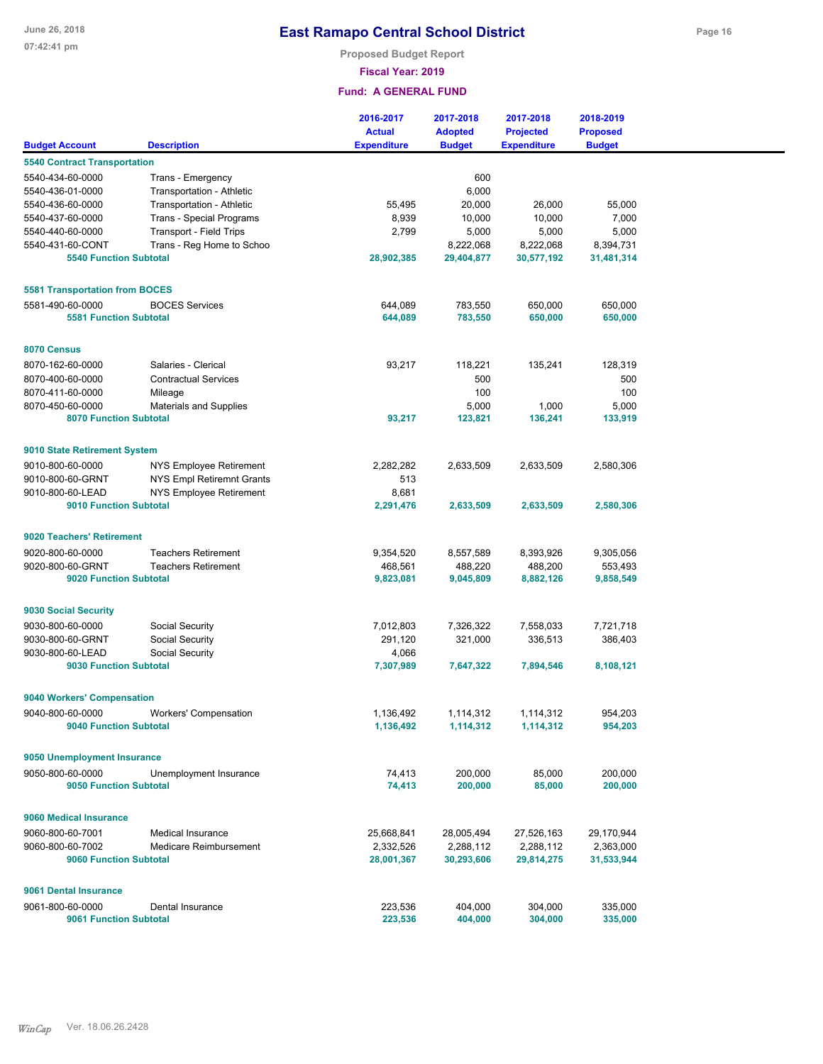# East Ramapo Central School District

Proposed Budget Report

Fiscal Year: 2019

Fund: A GENERAL FUND

| Budget Account | Description | 2016-2017 Actual Expenditure | 2017-2018 Adopted Budget | 2017-2018 Projected Expenditure | 2018-2019 Proposed Budget |
|---|---|---|---|---|---|
| **5540 Contract Transportation** | | | | | |
| 5540-434-60-0000 | Trans - Emergency | | 600 | | |
| 5540-436-01-0000 | Transportation - Athletic | | 6,000 | | |
| 5540-436-60-0000 | Transportation - Athletic | 55,495 | 20,000 | 26,000 | 55,000 |
| 5540-437-60-0000 | Trans - Special Programs | 8,939 | 10,000 | 10,000 | 7,000 |
| 5540-440-60-0000 | Transport - Field Trips | 2,799 | 5,000 | 5,000 | 5,000 |
| 5540-431-60-CONT | Trans - Reg Home to Schoo | | 8,222,068 | 8,222,068 | 8,394,731 |
| **5540 Function Subtotal** | | **28,902,385** | **29,404,877** | **30,577,192** | **31,481,314** |
| **5581 Transportation from BOCES** | | | | | |
| 5581-490-60-0000 | BOCES Services | 644,089 | 783,550 | 650,000 | 650,000 |
| **5581 Function Subtotal** | | **644,089** | **783,550** | **650,000** | **650,000** |
| **8070 Census** | | | | | |
| 8070-162-60-0000 | Salaries - Clerical | 93,217 | 118,221 | 135,241 | 128,319 |
| 8070-400-60-0000 | Contractual Services | | 500 | | 500 |
| 8070-411-60-0000 | Mileage | | 100 | | 100 |
| 8070-450-60-0000 | Materials and Supplies | | 5,000 | 1,000 | 5,000 |
| **8070 Function Subtotal** | | **93,217** | **123,821** | **136,241** | **133,919** |
| **9010 State Retirement System** | | | | | |
| 9010-800-60-0000 | NYS Employee Retirement | 2,282,282 | 2,633,509 | 2,633,509 | 2,580,306 |
| 9010-800-60-GRNT | NYS Empl Retiremnt Grants | 513 | | | |
| 9010-800-60-LEAD | NYS Employee Retirement | 8,681 | | | |
| **9010 Function Subtotal** | | **2,291,476** | **2,633,509** | **2,633,509** | **2,580,306** |
| **9020 Teachers' Retirement** | | | | | |
| 9020-800-60-0000 | Teachers Retirement | 9,354,520 | 8,557,589 | 8,393,926 | 9,305,056 |
| 9020-800-60-GRNT | Teachers Retirement | 468,561 | 488,220 | 488,200 | 553,493 |
| **9020 Function Subtotal** | | **9,823,081** | **9,045,809** | **8,882,126** | **9,858,549** |
| **9030 Social Security** | | | | | |
| 9030-800-60-0000 | Social Security | 7,012,803 | 7,326,322 | 7,558,033 | 7,721,718 |
| 9030-800-60-GRNT | Social Security | 291,120 | 321,000 | 336,513 | 386,403 |
| 9030-800-60-LEAD | Social Security | 4,066 | | | |
| **9030 Function Subtotal** | | **7,307,989** | **7,647,322** | **7,894,546** | **8,108,121** |
| **9040 Workers' Compensation** | | | | | |
| 9040-800-60-0000 | Workers' Compensation | 1,136,492 | 1,114,312 | 1,114,312 | 954,203 |
| **9040 Function Subtotal** | | **1,136,492** | **1,114,312** | **1,114,312** | **954,203** |
| **9050 Unemployment Insurance** | | | | | |
| 9050-800-60-0000 | Unemployment Insurance | 74,413 | 200,000 | 85,000 | 200,000 |
| **9050 Function Subtotal** | | **74,413** | **200,000** | **85,000** | **200,000** |
| **9060 Medical Insurance** | | | | | |
| 9060-800-60-7001 | Medical Insurance | 25,668,841 | 28,005,494 | 27,526,163 | 29,170,944 |
| 9060-800-60-7002 | Medicare Reimbursement | 2,332,526 | 2,288,112 | 2,288,112 | 2,363,000 |
| **9060 Function Subtotal** | | **28,001,367** | **30,293,606** | **29,814,275** | **31,533,944** |
| **9061 Dental Insurance** | | | | | |
| 9061-800-60-0000 | Dental Insurance | 223,536 | 404,000 | 304,000 | 335,000 |
| **9061 Function Subtotal** | | **223,536** | **404,000** | **304,000** | **335,000** |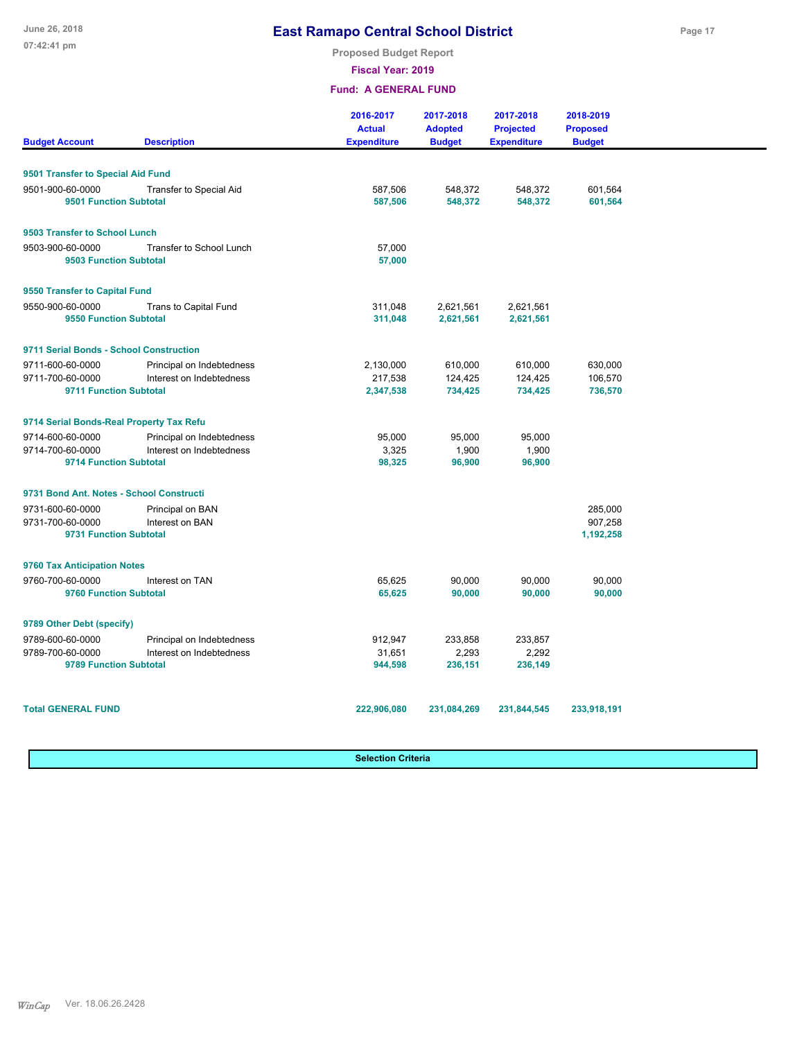# East Ramapo Central School District

**Proposed Budget Report**

**Fiscal Year: 2019**

**Fund: A GENERAL FUND**

| Budget Account | Description | 2016-2017 Actual Expenditure | 2017-2018 Adopted Budget | 2017-2018 Projected Expenditure | 2018-2019 Proposed Budget |
|---|---|---|---|---|---|
| **9501 Transfer to Special Aid Fund** | | | | | |
| 9501-900-60-0000 | Transfer to Special Aid | 587,506 | 548,372 | 548,372 | 601,564 |
| **9501 Function Subtotal** | | **587,506** | **548,372** | **548,372** | **601,564** |
| **9503 Transfer to School Lunch** | | | | | |
| 9503-900-60-0000 | Transfer to School Lunch | 57,000 | | | |
| **9503 Function Subtotal** | | **57,000** | | | |
| **9550 Transfer to Capital Fund** | | | | | |
| 9550-900-60-0000 | Trans to Capital Fund | 311,048 | 2,621,561 | 2,621,561 | |
| **9550 Function Subtotal** | | **311,048** | **2,621,561** | **2,621,561** | |
| **9711 Serial Bonds - School Construction** | | | | | |
| 9711-600-60-0000 | Principal on Indebtedness | 2,130,000 | 610,000 | 610,000 | 630,000 |
| 9711-700-60-0000 | Interest on Indebtedness | 217,538 | 124,425 | 124,425 | 106,570 |
| **9711 Function Subtotal** | | **2,347,538** | **734,425** | **734,425** | **736,570** |
| **9714 Serial Bonds-Real Property Tax Refu** | | | | | |
| 9714-600-60-0000 | Principal on Indebtedness | 95,000 | 95,000 | 95,000 | |
| 9714-700-60-0000 | Interest on Indebtedness | 3,325 | 1,900 | 1,900 | |
| **9714 Function Subtotal** | | **98,325** | **96,900** | **96,900** | |
| **9731 Bond Ant. Notes - School Constructi** | | | | | |
| 9731-600-60-0000 | Principal on BAN | | | | 285,000 |
| 9731-700-60-0000 | Interest on BAN | | | | 907,258 |
| **9731 Function Subtotal** | | | | | **1,192,258** |
| **9760 Tax Anticipation Notes** | | | | | |
| 9760-700-60-0000 | Interest on TAN | 65,625 | 90,000 | 90,000 | 90,000 |
| **9760 Function Subtotal** | | **65,625** | **90,000** | **90,000** | **90,000** |
| **9789 Other Debt (specify)** | | | | | |
| 9789-600-60-0000 | Principal on Indebtedness | 912,947 | 233,858 | 233,857 | |
| 9789-700-60-0000 | Interest on Indebtedness | 31,651 | 2,293 | 2,292 | |
| **9789 Function Subtotal** | | **944,598** | **236,151** | **236,149** | |
| **Total GENERAL FUND** | | **222,906,080** | **231,084,269** | **231,844,545** | **233,918,191** |

**Selection Criteria**